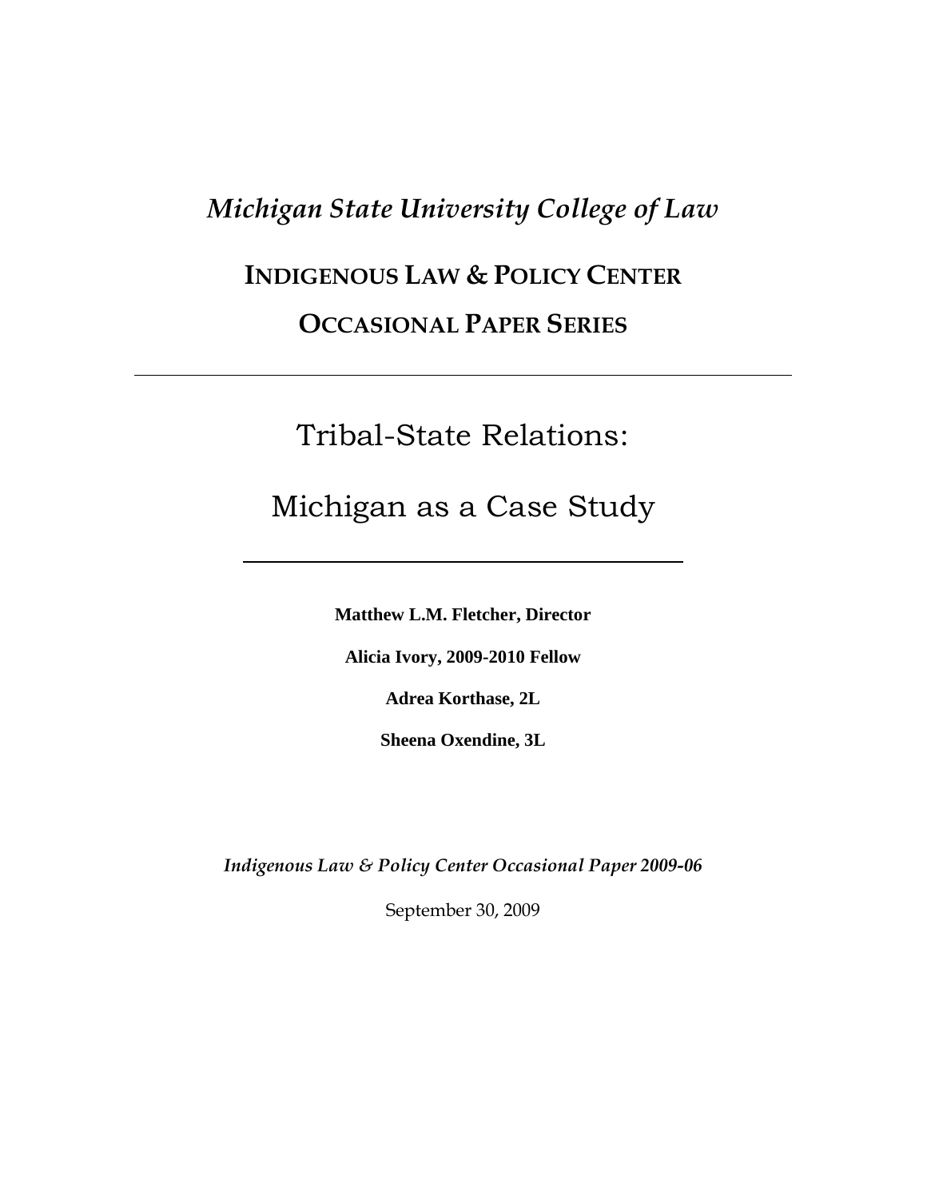*Michigan State University College of Law*

**INDIGENOUS LAW & POLICY CENTER**

**OCCASIONAL PAPER SERIES**

---

# Tribal-State Relations:

# Michigan as a Case Study

---

**Matthew L.M. Fletcher, Director**

**Alicia Ivory, 2009-2010 Fellow**

**Adrea Korthase, 2L**

**Sheena Oxendine, 3L**

*Indigenous Law & Policy Center Occasional Paper 2009-06*

September 30, 2009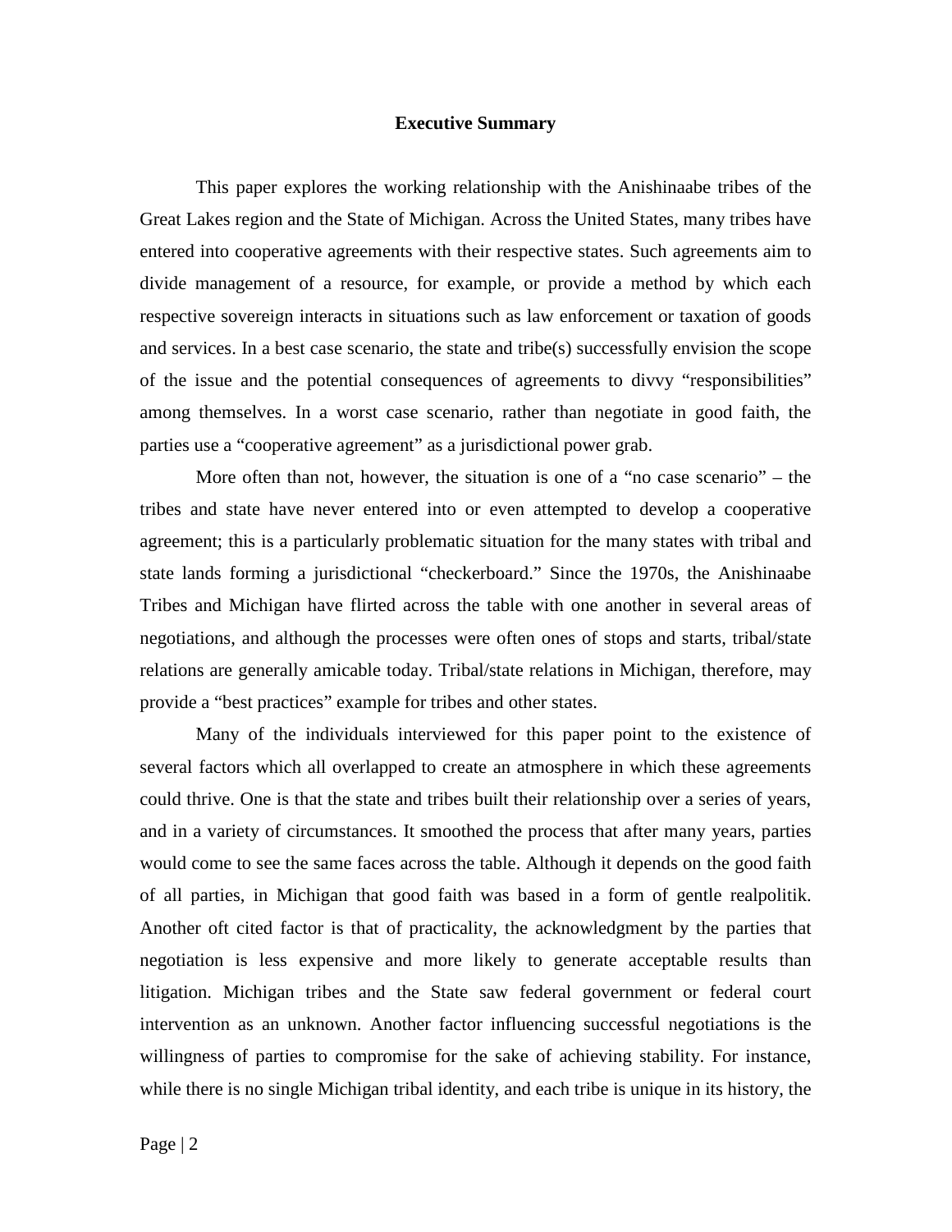## Executive Summary

This paper explores the working relationship with the Anishinaabe tribes of the Great Lakes region and the State of Michigan. Across the United States, many tribes have entered into cooperative agreements with their respective states. Such agreements aim to divide management of a resource, for example, or provide a method by which each respective sovereign interacts in situations such as law enforcement or taxation of goods and services. In a best case scenario, the state and tribe(s) successfully envision the scope of the issue and the potential consequences of agreements to divvy "responsibilities" among themselves. In a worst case scenario, rather than negotiate in good faith, the parties use a "cooperative agreement" as a jurisdictional power grab.

More often than not, however, the situation is one of a "no case scenario" – the tribes and state have never entered into or even attempted to develop a cooperative agreement; this is a particularly problematic situation for the many states with tribal and state lands forming a jurisdictional "checkerboard." Since the 1970s, the Anishinaabe Tribes and Michigan have flirted across the table with one another in several areas of negotiations, and although the processes were often ones of stops and starts, tribal/state relations are generally amicable today. Tribal/state relations in Michigan, therefore, may provide a "best practices" example for tribes and other states.

Many of the individuals interviewed for this paper point to the existence of several factors which all overlapped to create an atmosphere in which these agreements could thrive. One is that the state and tribes built their relationship over a series of years, and in a variety of circumstances. It smoothed the process that after many years, parties would come to see the same faces across the table. Although it depends on the good faith of all parties, in Michigan that good faith was based in a form of gentle realpolitik. Another oft cited factor is that of practicality, the acknowledgment by the parties that negotiation is less expensive and more likely to generate acceptable results than litigation. Michigan tribes and the State saw federal government or federal court intervention as an unknown. Another factor influencing successful negotiations is the willingness of parties to compromise for the sake of achieving stability. For instance, while there is no single Michigan tribal identity, and each tribe is unique in its history, the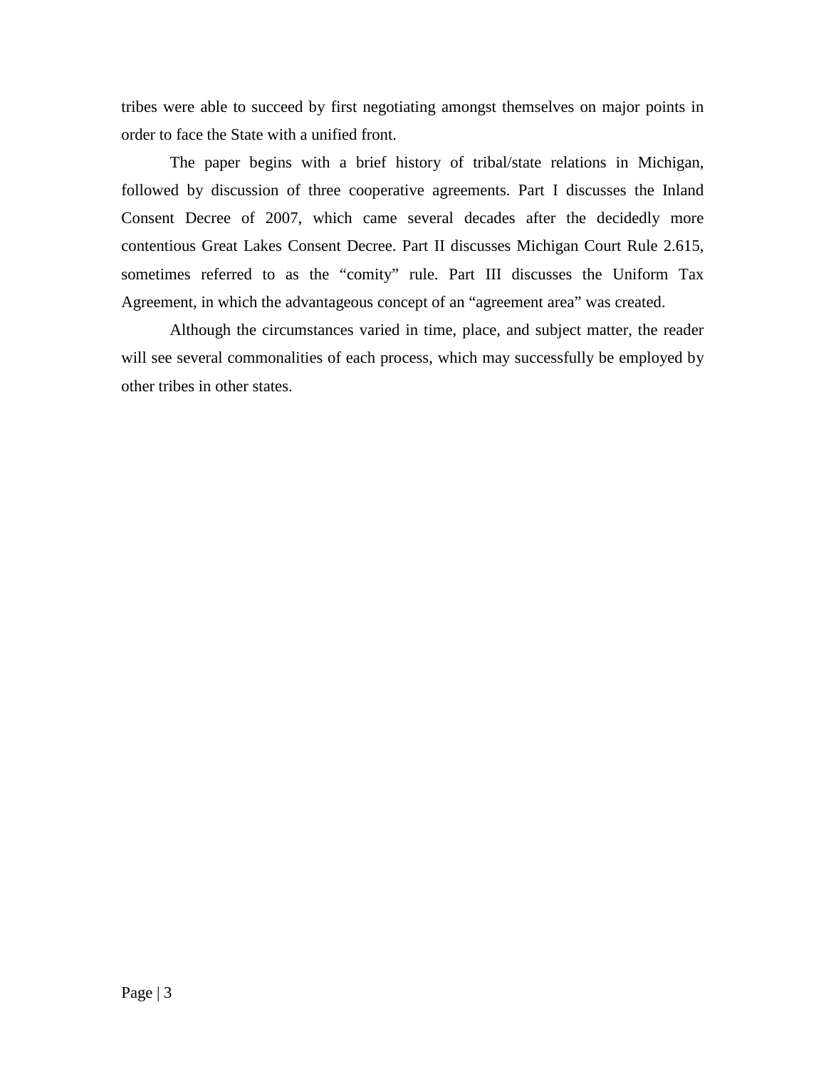tribes were able to succeed by first negotiating amongst themselves on major points in order to face the State with a unified front.

The paper begins with a brief history of tribal/state relations in Michigan, followed by discussion of three cooperative agreements. Part I discusses the Inland Consent Decree of 2007, which came several decades after the decidedly more contentious Great Lakes Consent Decree. Part II discusses Michigan Court Rule 2.615, sometimes referred to as the "comity" rule. Part III discusses the Uniform Tax Agreement, in which the advantageous concept of an "agreement area" was created.

Although the circumstances varied in time, place, and subject matter, the reader will see several commonalities of each process, which may successfully be employed by other tribes in other states.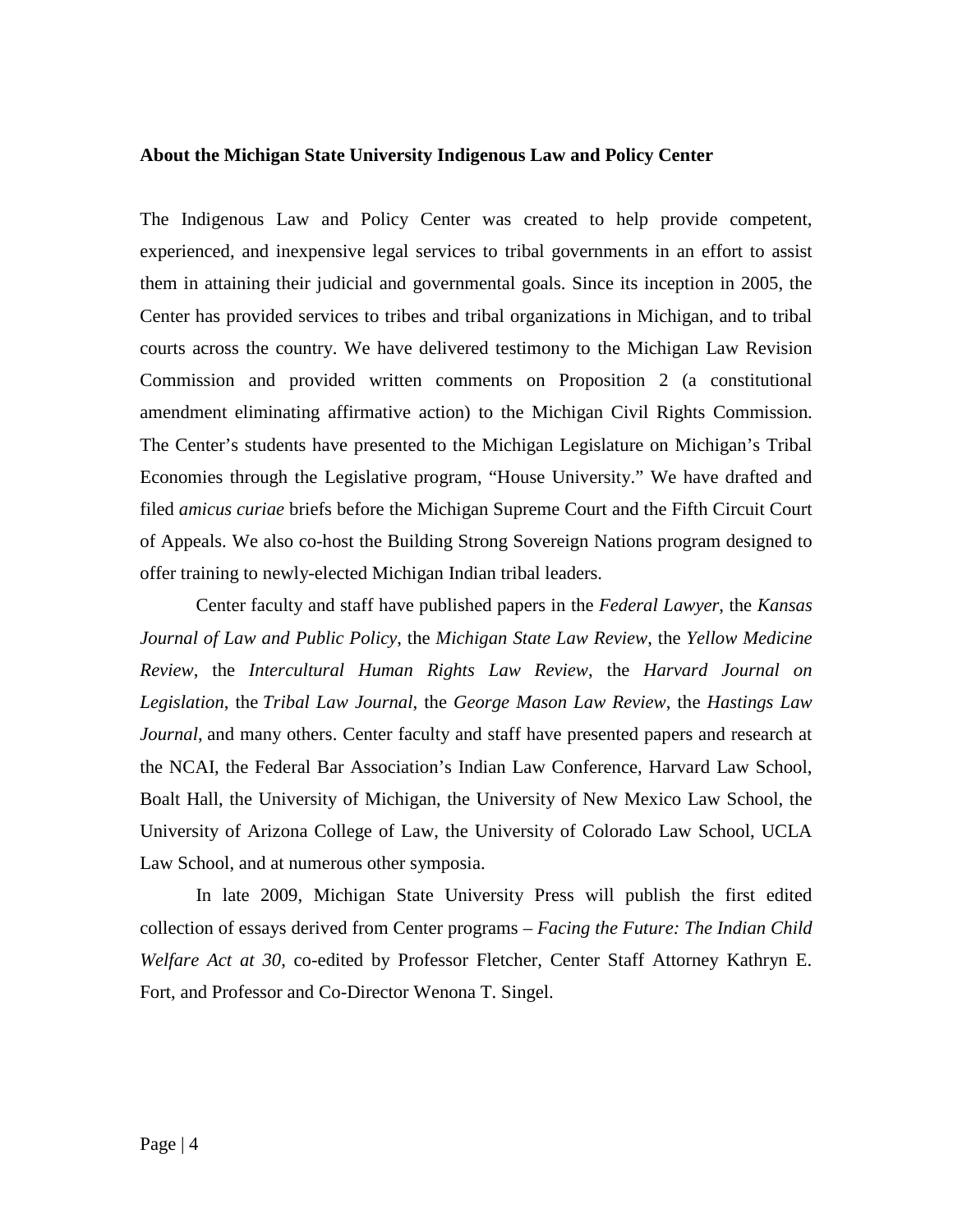**About the Michigan State University Indigenous Law and Policy Center**

The Indigenous Law and Policy Center was created to help provide competent, experienced, and inexpensive legal services to tribal governments in an effort to assist them in attaining their judicial and governmental goals. Since its inception in 2005, the Center has provided services to tribes and tribal organizations in Michigan, and to tribal courts across the country. We have delivered testimony to the Michigan Law Revision Commission and provided written comments on Proposition 2 (a constitutional amendment eliminating affirmative action) to the Michigan Civil Rights Commission. The Center's students have presented to the Michigan Legislature on Michigan's Tribal Economies through the Legislative program, "House University." We have drafted and filed *amicus curiae* briefs before the Michigan Supreme Court and the Fifth Circuit Court of Appeals. We also co-host the Building Strong Sovereign Nations program designed to offer training to newly-elected Michigan Indian tribal leaders.

Center faculty and staff have published papers in the *Federal Lawyer*, the *Kansas Journal of Law and Public Policy*, the *Michigan State Law Review*, the *Yellow Medicine Review*, the *Intercultural Human Rights Law Review*, the *Harvard Journal on Legislation*, the *Tribal Law Journal*, the *George Mason Law Review*, the *Hastings Law Journal*, and many others. Center faculty and staff have presented papers and research at the NCAI, the Federal Bar Association's Indian Law Conference, Harvard Law School, Boalt Hall, the University of Michigan, the University of New Mexico Law School, the University of Arizona College of Law, the University of Colorado Law School, UCLA Law School, and at numerous other symposia.

In late 2009, Michigan State University Press will publish the first edited collection of essays derived from Center programs – *Facing the Future: The Indian Child Welfare Act at 30*, co-edited by Professor Fletcher, Center Staff Attorney Kathryn E. Fort, and Professor and Co-Director Wenona T. Singel.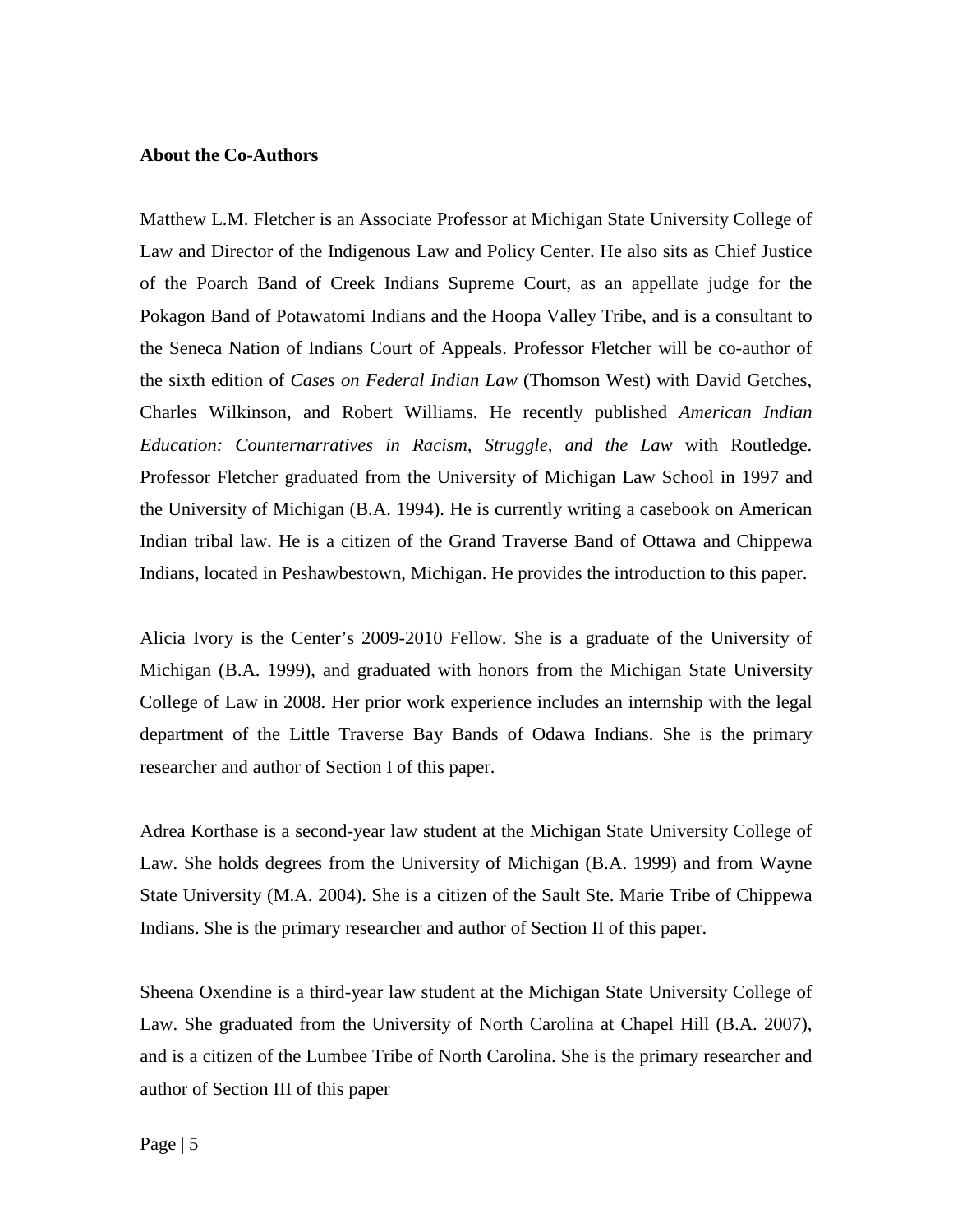**About the Co-Authors**

Matthew L.M. Fletcher is an Associate Professor at Michigan State University College of Law and Director of the Indigenous Law and Policy Center. He also sits as Chief Justice of the Poarch Band of Creek Indians Supreme Court, as an appellate judge for the Pokagon Band of Potawatomi Indians and the Hoopa Valley Tribe, and is a consultant to the Seneca Nation of Indians Court of Appeals. Professor Fletcher will be co-author of the sixth edition of *Cases on Federal Indian Law* (Thomson West) with David Getches, Charles Wilkinson, and Robert Williams. He recently published *American Indian Education: Counternarratives in Racism, Struggle, and the Law* with Routledge. Professor Fletcher graduated from the University of Michigan Law School in 1997 and the University of Michigan (B.A. 1994). He is currently writing a casebook on American Indian tribal law. He is a citizen of the Grand Traverse Band of Ottawa and Chippewa Indians, located in Peshawbestown, Michigan. He provides the introduction to this paper.

Alicia Ivory is the Center's 2009-2010 Fellow. She is a graduate of the University of Michigan (B.A. 1999), and graduated with honors from the Michigan State University College of Law in 2008. Her prior work experience includes an internship with the legal department of the Little Traverse Bay Bands of Odawa Indians. She is the primary researcher and author of Section I of this paper.

Adrea Korthase is a second-year law student at the Michigan State University College of Law. She holds degrees from the University of Michigan (B.A. 1999) and from Wayne State University (M.A. 2004). She is a citizen of the Sault Ste. Marie Tribe of Chippewa Indians. She is the primary researcher and author of Section II of this paper.

Sheena Oxendine is a third-year law student at the Michigan State University College of Law. She graduated from the University of North Carolina at Chapel Hill (B.A. 2007), and is a citizen of the Lumbee Tribe of North Carolina. She is the primary researcher and author of Section III of this paper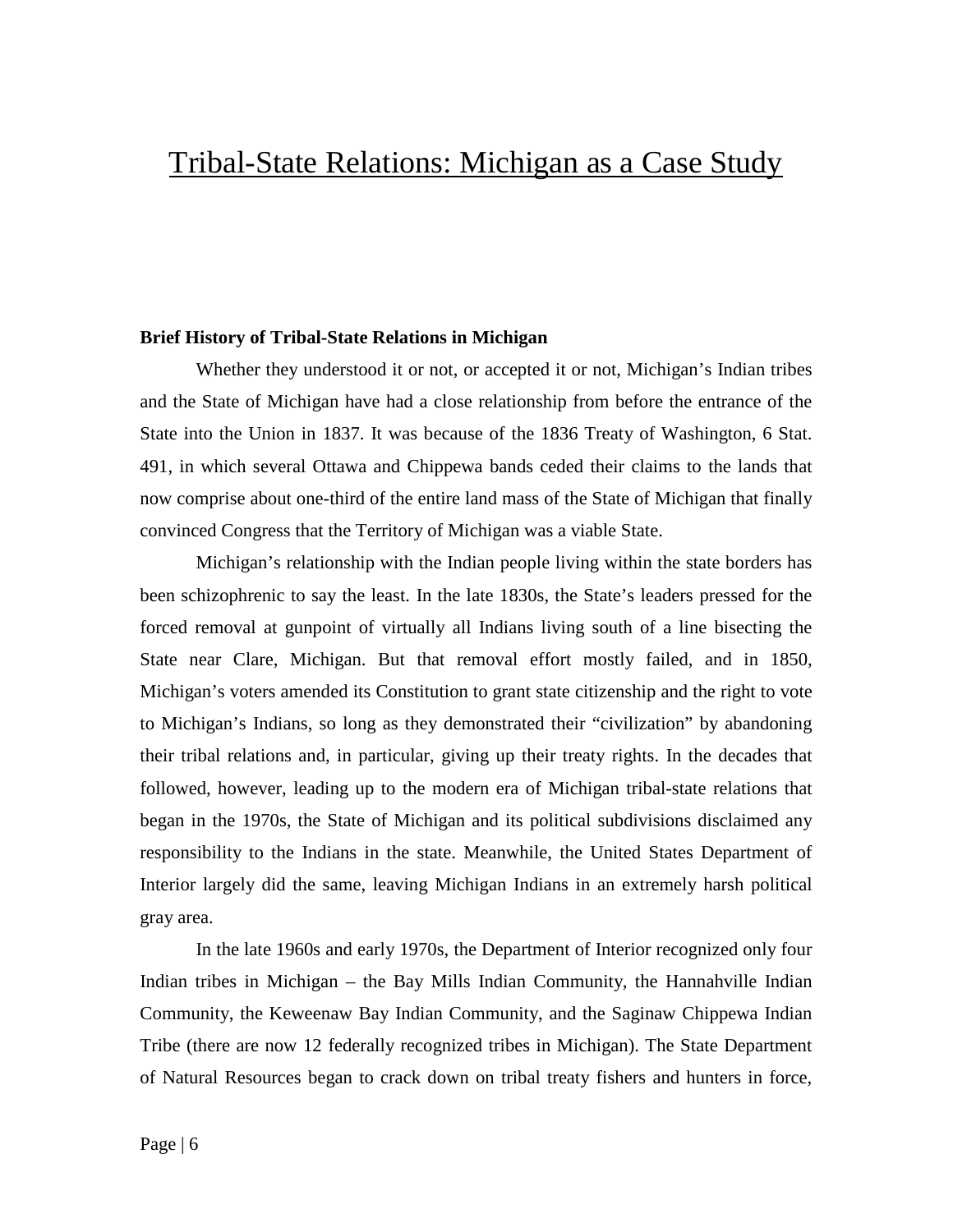# Tribal-State Relations: Michigan as a Case Study

**Brief History of Tribal-State Relations in Michigan**

Whether they understood it or not, or accepted it or not, Michigan's Indian tribes and the State of Michigan have had a close relationship from before the entrance of the State into the Union in 1837. It was because of the 1836 Treaty of Washington, 6 Stat. 491, in which several Ottawa and Chippewa bands ceded their claims to the lands that now comprise about one-third of the entire land mass of the State of Michigan that finally convinced Congress that the Territory of Michigan was a viable State.

Michigan's relationship with the Indian people living within the state borders has been schizophrenic to say the least. In the late 1830s, the State's leaders pressed for the forced removal at gunpoint of virtually all Indians living south of a line bisecting the State near Clare, Michigan. But that removal effort mostly failed, and in 1850, Michigan's voters amended its Constitution to grant state citizenship and the right to vote to Michigan's Indians, so long as they demonstrated their "civilization" by abandoning their tribal relations and, in particular, giving up their treaty rights. In the decades that followed, however, leading up to the modern era of Michigan tribal-state relations that began in the 1970s, the State of Michigan and its political subdivisions disclaimed any responsibility to the Indians in the state. Meanwhile, the United States Department of Interior largely did the same, leaving Michigan Indians in an extremely harsh political gray area.

In the late 1960s and early 1970s, the Department of Interior recognized only four Indian tribes in Michigan – the Bay Mills Indian Community, the Hannahville Indian Community, the Keweenaw Bay Indian Community, and the Saginaw Chippewa Indian Tribe (there are now 12 federally recognized tribes in Michigan). The State Department of Natural Resources began to crack down on tribal treaty fishers and hunters in force,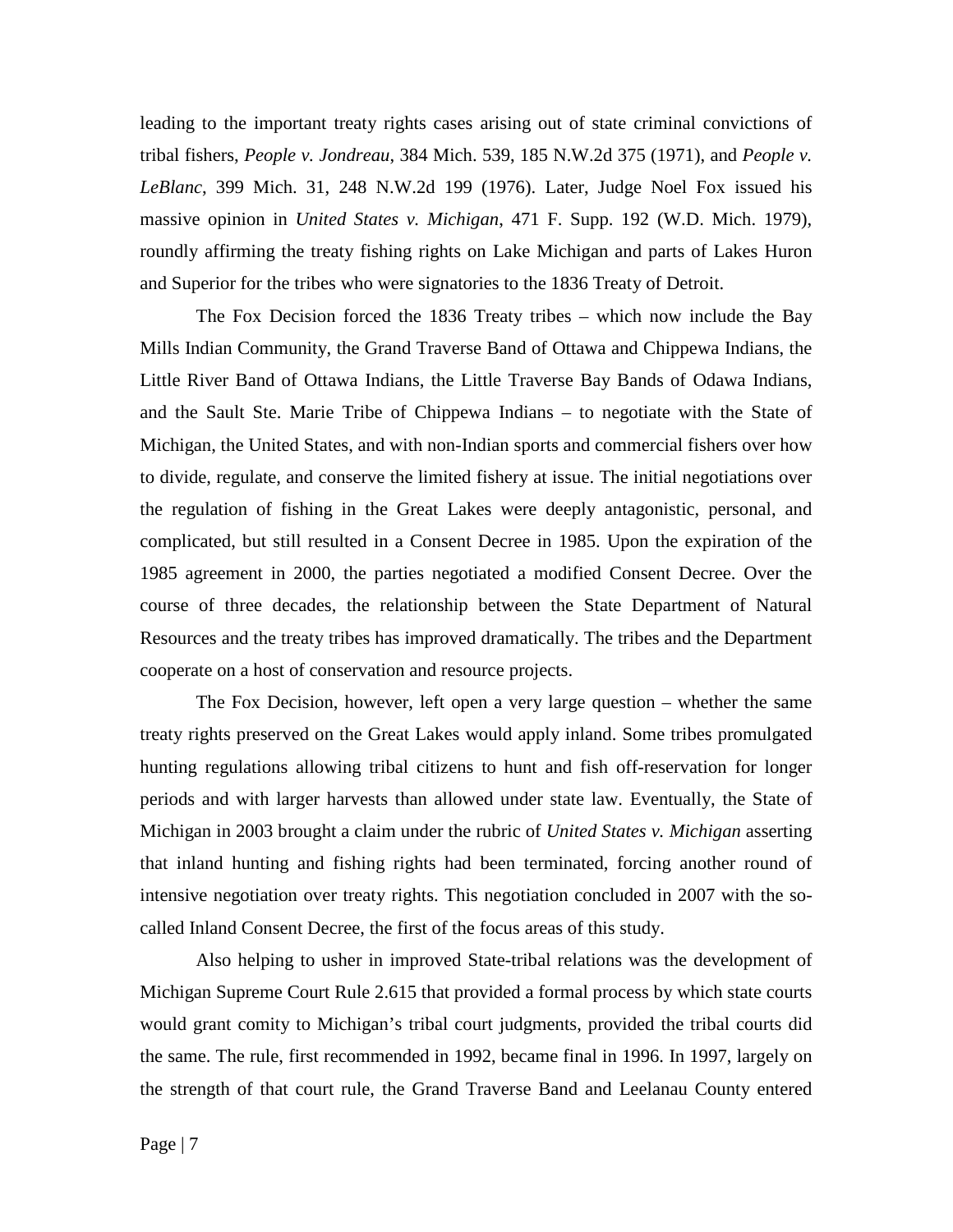leading to the important treaty rights cases arising out of state criminal convictions of tribal fishers, *People v. Jondreau*, 384 Mich. 539, 185 N.W.2d 375 (1971), and *People v. LeBlanc*, 399 Mich. 31, 248 N.W.2d 199 (1976). Later, Judge Noel Fox issued his massive opinion in *United States v. Michigan*, 471 F. Supp. 192 (W.D. Mich. 1979), roundly affirming the treaty fishing rights on Lake Michigan and parts of Lakes Huron and Superior for the tribes who were signatories to the 1836 Treaty of Detroit.

The Fox Decision forced the 1836 Treaty tribes – which now include the Bay Mills Indian Community, the Grand Traverse Band of Ottawa and Chippewa Indians, the Little River Band of Ottawa Indians, the Little Traverse Bay Bands of Odawa Indians, and the Sault Ste. Marie Tribe of Chippewa Indians – to negotiate with the State of Michigan, the United States, and with non-Indian sports and commercial fishers over how to divide, regulate, and conserve the limited fishery at issue. The initial negotiations over the regulation of fishing in the Great Lakes were deeply antagonistic, personal, and complicated, but still resulted in a Consent Decree in 1985. Upon the expiration of the 1985 agreement in 2000, the parties negotiated a modified Consent Decree. Over the course of three decades, the relationship between the State Department of Natural Resources and the treaty tribes has improved dramatically. The tribes and the Department cooperate on a host of conservation and resource projects.

The Fox Decision, however, left open a very large question – whether the same treaty rights preserved on the Great Lakes would apply inland. Some tribes promulgated hunting regulations allowing tribal citizens to hunt and fish off-reservation for longer periods and with larger harvests than allowed under state law. Eventually, the State of Michigan in 2003 brought a claim under the rubric of *United States v. Michigan* asserting that inland hunting and fishing rights had been terminated, forcing another round of intensive negotiation over treaty rights. This negotiation concluded in 2007 with the so-called Inland Consent Decree, the first of the focus areas of this study.

Also helping to usher in improved State-tribal relations was the development of Michigan Supreme Court Rule 2.615 that provided a formal process by which state courts would grant comity to Michigan's tribal court judgments, provided the tribal courts did the same. The rule, first recommended in 1992, became final in 1996. In 1997, largely on the strength of that court rule, the Grand Traverse Band and Leelanau County entered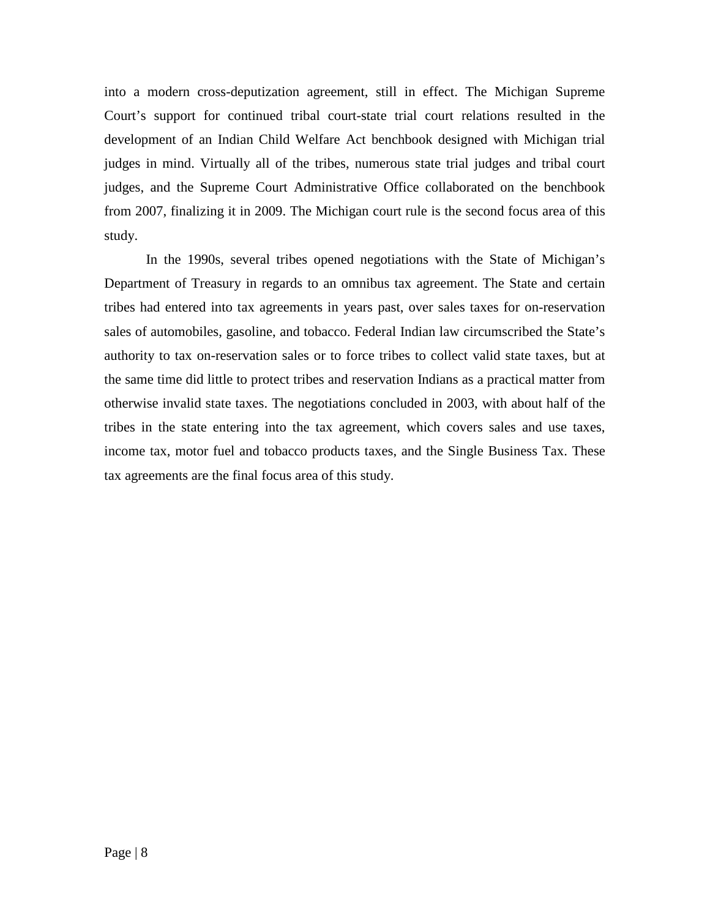into a modern cross-deputization agreement, still in effect. The Michigan Supreme Court's support for continued tribal court-state trial court relations resulted in the development of an Indian Child Welfare Act benchbook designed with Michigan trial judges in mind. Virtually all of the tribes, numerous state trial judges and tribal court judges, and the Supreme Court Administrative Office collaborated on the benchbook from 2007, finalizing it in 2009. The Michigan court rule is the second focus area of this study.

In the 1990s, several tribes opened negotiations with the State of Michigan's Department of Treasury in regards to an omnibus tax agreement. The State and certain tribes had entered into tax agreements in years past, over sales taxes for on-reservation sales of automobiles, gasoline, and tobacco. Federal Indian law circumscribed the State's authority to tax on-reservation sales or to force tribes to collect valid state taxes, but at the same time did little to protect tribes and reservation Indians as a practical matter from otherwise invalid state taxes. The negotiations concluded in 2003, with about half of the tribes in the state entering into the tax agreement, which covers sales and use taxes, income tax, motor fuel and tobacco products taxes, and the Single Business Tax. These tax agreements are the final focus area of this study.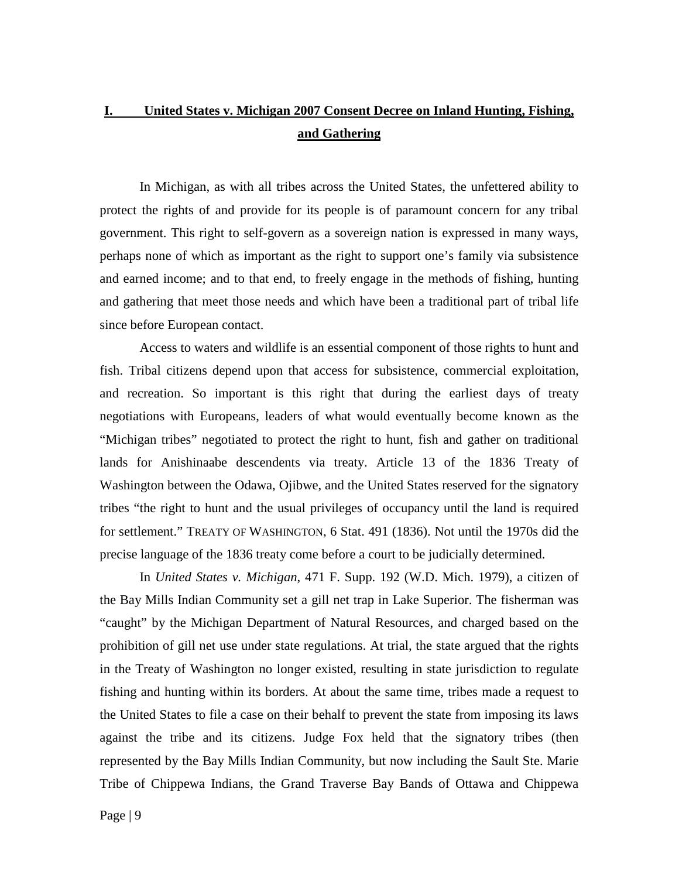## I. United States v. Michigan 2007 Consent Decree on Inland Hunting, Fishing, and Gathering

In Michigan, as with all tribes across the United States, the unfettered ability to protect the rights of and provide for its people is of paramount concern for any tribal government. This right to self-govern as a sovereign nation is expressed in many ways, perhaps none of which as important as the right to support one's family via subsistence and earned income; and to that end, to freely engage in the methods of fishing, hunting and gathering that meet those needs and which have been a traditional part of tribal life since before European contact.

Access to waters and wildlife is an essential component of those rights to hunt and fish. Tribal citizens depend upon that access for subsistence, commercial exploitation, and recreation. So important is this right that during the earliest days of treaty negotiations with Europeans, leaders of what would eventually become known as the "Michigan tribes" negotiated to protect the right to hunt, fish and gather on traditional lands for Anishinaabe descendents via treaty. Article 13 of the 1836 Treaty of Washington between the Odawa, Ojibwe, and the United States reserved for the signatory tribes "the right to hunt and the usual privileges of occupancy until the land is required for settlement." TREATY OF WASHINGTON, 6 Stat. 491 (1836). Not until the 1970s did the precise language of the 1836 treaty come before a court to be judicially determined.

In *United States v. Michigan*, 471 F. Supp. 192 (W.D. Mich. 1979), a citizen of the Bay Mills Indian Community set a gill net trap in Lake Superior. The fisherman was "caught" by the Michigan Department of Natural Resources, and charged based on the prohibition of gill net use under state regulations. At trial, the state argued that the rights in the Treaty of Washington no longer existed, resulting in state jurisdiction to regulate fishing and hunting within its borders. At about the same time, tribes made a request to the United States to file a case on their behalf to prevent the state from imposing its laws against the tribe and its citizens. Judge Fox held that the signatory tribes (then represented by the Bay Mills Indian Community, but now including the Sault Ste. Marie Tribe of Chippewa Indians, the Grand Traverse Bay Bands of Ottawa and Chippewa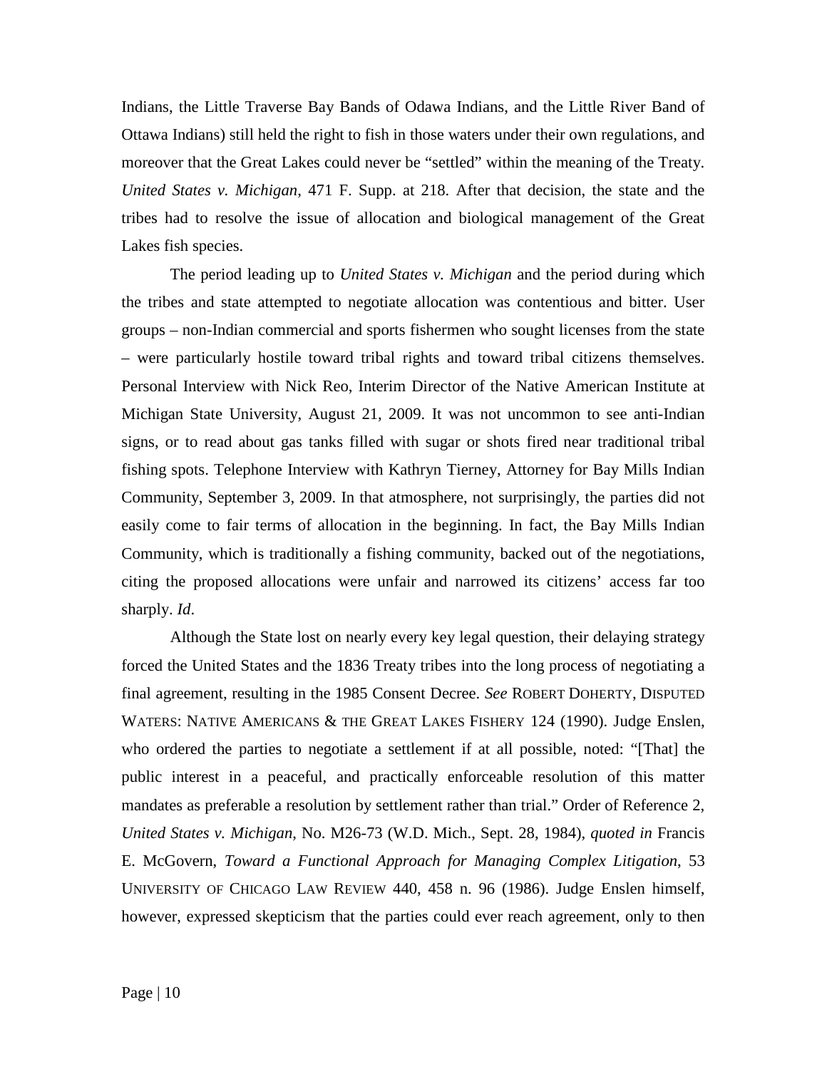Indians, the Little Traverse Bay Bands of Odawa Indians, and the Little River Band of Ottawa Indians) still held the right to fish in those waters under their own regulations, and moreover that the Great Lakes could never be "settled" within the meaning of the Treaty. *United States v. Michigan*, 471 F. Supp. at 218. After that decision, the state and the tribes had to resolve the issue of allocation and biological management of the Great Lakes fish species.

The period leading up to *United States v. Michigan* and the period during which the tribes and state attempted to negotiate allocation was contentious and bitter. User groups – non-Indian commercial and sports fishermen who sought licenses from the state – were particularly hostile toward tribal rights and toward tribal citizens themselves. Personal Interview with Nick Reo, Interim Director of the Native American Institute at Michigan State University, August 21, 2009. It was not uncommon to see anti-Indian signs, or to read about gas tanks filled with sugar or shots fired near traditional tribal fishing spots. Telephone Interview with Kathryn Tierney, Attorney for Bay Mills Indian Community, September 3, 2009. In that atmosphere, not surprisingly, the parties did not easily come to fair terms of allocation in the beginning. In fact, the Bay Mills Indian Community, which is traditionally a fishing community, backed out of the negotiations, citing the proposed allocations were unfair and narrowed its citizens' access far too sharply. *Id*.

Although the State lost on nearly every key legal question, their delaying strategy forced the United States and the 1836 Treaty tribes into the long process of negotiating a final agreement, resulting in the 1985 Consent Decree. *See* ROBERT DOHERTY, DISPUTED WATERS: NATIVE AMERICANS & THE GREAT LAKES FISHERY 124 (1990). Judge Enslen, who ordered the parties to negotiate a settlement if at all possible, noted: "[That] the public interest in a peaceful, and practically enforceable resolution of this matter mandates as preferable a resolution by settlement rather than trial." Order of Reference 2, *United States v. Michigan*, No. M26-73 (W.D. Mich., Sept. 28, 1984), *quoted in* Francis E. McGovern, *Toward a Functional Approach for Managing Complex Litigation*, 53 UNIVERSITY OF CHICAGO LAW REVIEW 440, 458 n. 96 (1986). Judge Enslen himself, however, expressed skepticism that the parties could ever reach agreement, only to then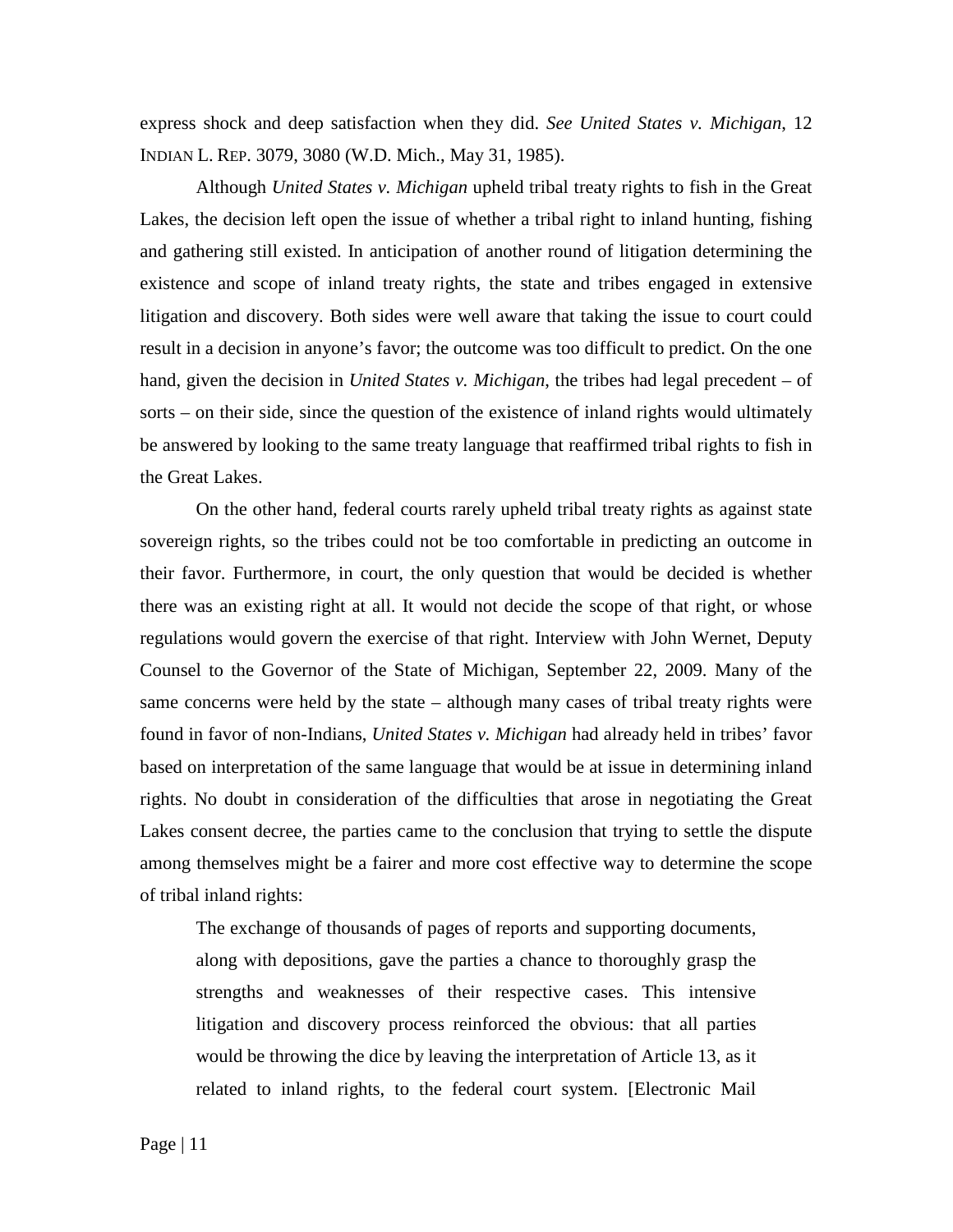express shock and deep satisfaction when they did. *See United States v. Michigan*, 12 INDIAN L. REP. 3079, 3080 (W.D. Mich., May 31, 1985).

Although *United States v. Michigan* upheld tribal treaty rights to fish in the Great Lakes, the decision left open the issue of whether a tribal right to inland hunting, fishing and gathering still existed. In anticipation of another round of litigation determining the existence and scope of inland treaty rights, the state and tribes engaged in extensive litigation and discovery. Both sides were well aware that taking the issue to court could result in a decision in anyone's favor; the outcome was too difficult to predict. On the one hand, given the decision in *United States v. Michigan*, the tribes had legal precedent – of sorts – on their side, since the question of the existence of inland rights would ultimately be answered by looking to the same treaty language that reaffirmed tribal rights to fish in the Great Lakes.

On the other hand, federal courts rarely upheld tribal treaty rights as against state sovereign rights, so the tribes could not be too comfortable in predicting an outcome in their favor. Furthermore, in court, the only question that would be decided is whether there was an existing right at all. It would not decide the scope of that right, or whose regulations would govern the exercise of that right. Interview with John Wernet, Deputy Counsel to the Governor of the State of Michigan, September 22, 2009. Many of the same concerns were held by the state – although many cases of tribal treaty rights were found in favor of non-Indians, *United States v. Michigan* had already held in tribes' favor based on interpretation of the same language that would be at issue in determining inland rights. No doubt in consideration of the difficulties that arose in negotiating the Great Lakes consent decree, the parties came to the conclusion that trying to settle the dispute among themselves might be a fairer and more cost effective way to determine the scope of tribal inland rights:

> The exchange of thousands of pages of reports and supporting documents, along with depositions, gave the parties a chance to thoroughly grasp the strengths and weaknesses of their respective cases. This intensive litigation and discovery process reinforced the obvious: that all parties would be throwing the dice by leaving the interpretation of Article 13, as it related to inland rights, to the federal court system. [Electronic Mail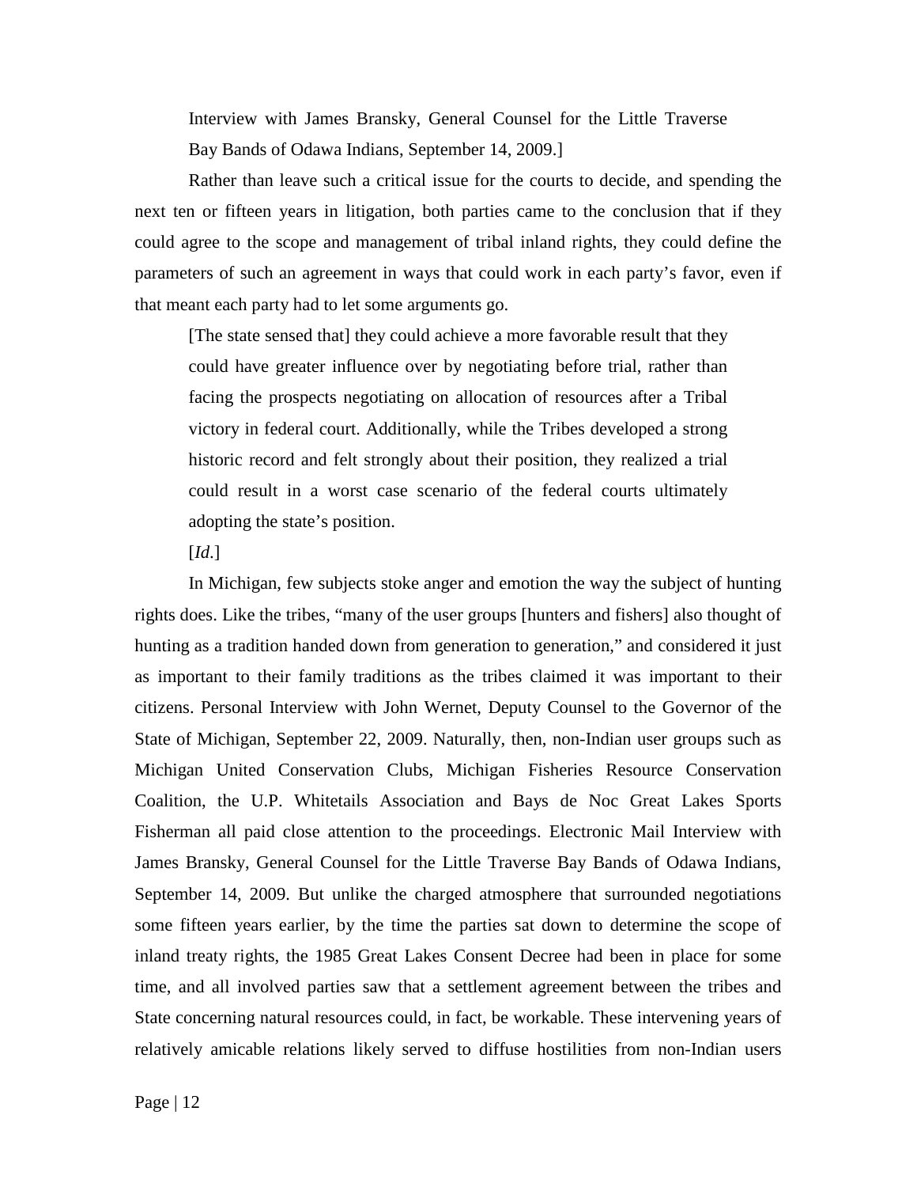> Interview with James Bransky, General Counsel for the Little Traverse Bay Bands of Odawa Indians, September 14, 2009.]

Rather than leave such a critical issue for the courts to decide, and spending the next ten or fifteen years in litigation, both parties came to the conclusion that if they could agree to the scope and management of tribal inland rights, they could define the parameters of such an agreement in ways that could work in each party's favor, even if that meant each party had to let some arguments go.

> [The state sensed that] they could achieve a more favorable result that they could have greater influence over by negotiating before trial, rather than facing the prospects negotiating on allocation of resources after a Tribal victory in federal court. Additionally, while the Tribes developed a strong historic record and felt strongly about their position, they realized a trial could result in a worst case scenario of the federal courts ultimately adopting the state's position.
>
> [*Id*.]

In Michigan, few subjects stoke anger and emotion the way the subject of hunting rights does. Like the tribes, "many of the user groups [hunters and fishers] also thought of hunting as a tradition handed down from generation to generation," and considered it just as important to their family traditions as the tribes claimed it was important to their citizens. Personal Interview with John Wernet, Deputy Counsel to the Governor of the State of Michigan, September 22, 2009. Naturally, then, non-Indian user groups such as Michigan United Conservation Clubs, Michigan Fisheries Resource Conservation Coalition, the U.P. Whitetails Association and Bays de Noc Great Lakes Sports Fisherman all paid close attention to the proceedings. Electronic Mail Interview with James Bransky, General Counsel for the Little Traverse Bay Bands of Odawa Indians, September 14, 2009. But unlike the charged atmosphere that surrounded negotiations some fifteen years earlier, by the time the parties sat down to determine the scope of inland treaty rights, the 1985 Great Lakes Consent Decree had been in place for some time, and all involved parties saw that a settlement agreement between the tribes and State concerning natural resources could, in fact, be workable. These intervening years of relatively amicable relations likely served to diffuse hostilities from non-Indian users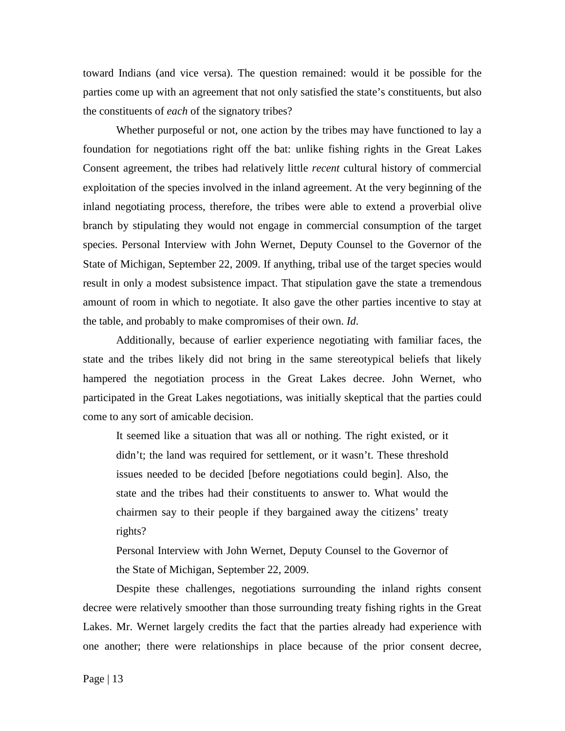toward Indians (and vice versa). The question remained: would it be possible for the parties come up with an agreement that not only satisfied the state's constituents, but also the constituents of *each* of the signatory tribes?

Whether purposeful or not, one action by the tribes may have functioned to lay a foundation for negotiations right off the bat: unlike fishing rights in the Great Lakes Consent agreement, the tribes had relatively little *recent* cultural history of commercial exploitation of the species involved in the inland agreement. At the very beginning of the inland negotiating process, therefore, the tribes were able to extend a proverbial olive branch by stipulating they would not engage in commercial consumption of the target species. Personal Interview with John Wernet, Deputy Counsel to the Governor of the State of Michigan, September 22, 2009. If anything, tribal use of the target species would result in only a modest subsistence impact. That stipulation gave the state a tremendous amount of room in which to negotiate. It also gave the other parties incentive to stay at the table, and probably to make compromises of their own. *Id*.

Additionally, because of earlier experience negotiating with familiar faces, the state and the tribes likely did not bring in the same stereotypical beliefs that likely hampered the negotiation process in the Great Lakes decree. John Wernet, who participated in the Great Lakes negotiations, was initially skeptical that the parties could come to any sort of amicable decision.

> It seemed like a situation that was all or nothing. The right existed, or it didn't; the land was required for settlement, or it wasn't. These threshold issues needed to be decided [before negotiations could begin]. Also, the state and the tribes had their constituents to answer to. What would the chairmen say to their people if they bargained away the citizens' treaty rights?
>
> Personal Interview with John Wernet, Deputy Counsel to the Governor of the State of Michigan, September 22, 2009.

Despite these challenges, negotiations surrounding the inland rights consent decree were relatively smoother than those surrounding treaty fishing rights in the Great Lakes. Mr. Wernet largely credits the fact that the parties already had experience with one another; there were relationships in place because of the prior consent decree,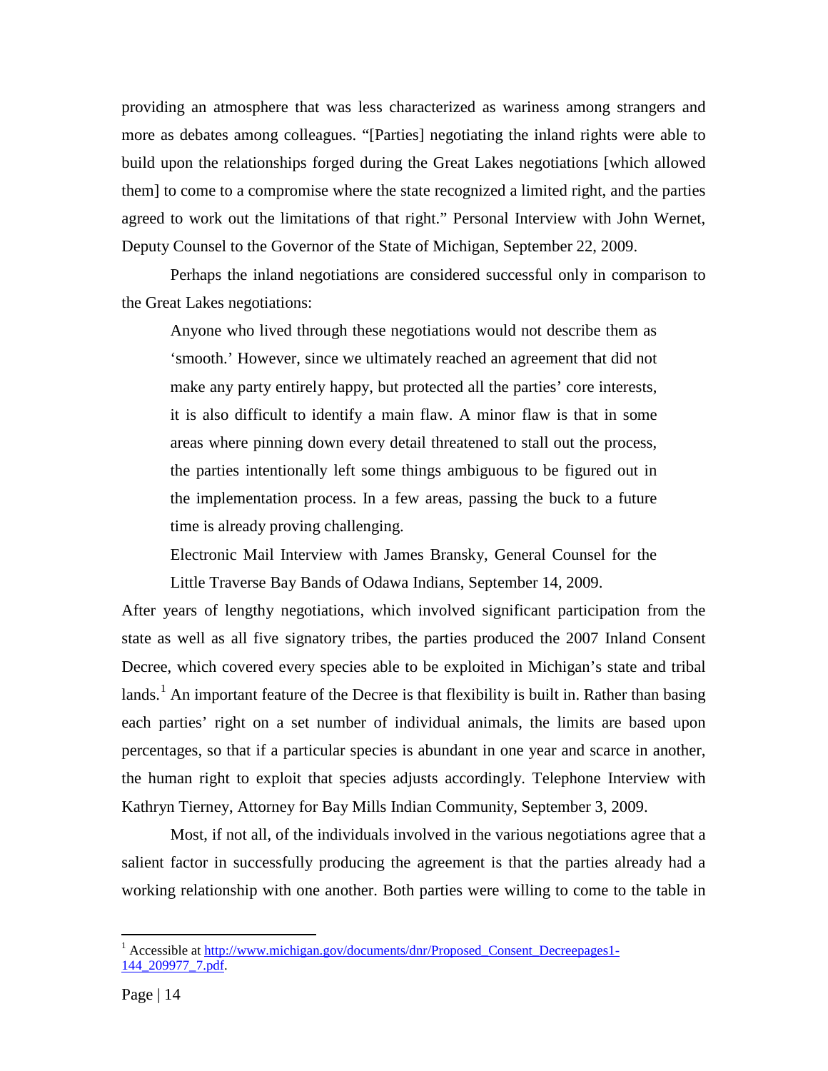providing an atmosphere that was less characterized as wariness among strangers and more as debates among colleagues. "[Parties] negotiating the inland rights were able to build upon the relationships forged during the Great Lakes negotiations [which allowed them] to come to a compromise where the state recognized a limited right, and the parties agreed to work out the limitations of that right." Personal Interview with John Wernet, Deputy Counsel to the Governor of the State of Michigan, September 22, 2009.

Perhaps the inland negotiations are considered successful only in comparison to the Great Lakes negotiations:

> Anyone who lived through these negotiations would not describe them as 'smooth.' However, since we ultimately reached an agreement that did not make any party entirely happy, but protected all the parties' core interests, it is also difficult to identify a main flaw. A minor flaw is that in some areas where pinning down every detail threatened to stall out the process, the parties intentionally left some things ambiguous to be figured out in the implementation process. In a few areas, passing the buck to a future time is already proving challenging.
>
> Electronic Mail Interview with James Bransky, General Counsel for the Little Traverse Bay Bands of Odawa Indians, September 14, 2009.

After years of lengthy negotiations, which involved significant participation from the state as well as all five signatory tribes, the parties produced the 2007 Inland Consent Decree, which covered every species able to be exploited in Michigan's state and tribal lands.[1] An important feature of the Decree is that flexibility is built in. Rather than basing each parties' right on a set number of individual animals, the limits are based upon percentages, so that if a particular species is abundant in one year and scarce in another, the human right to exploit that species adjusts accordingly. Telephone Interview with Kathryn Tierney, Attorney for Bay Mills Indian Community, September 3, 2009.

Most, if not all, of the individuals involved in the various negotiations agree that a salient factor in successfully producing the agreement is that the parties already had a working relationship with one another. Both parties were willing to come to the table in

[1] Accessible at http://www.michigan.gov/documents/dnr/Proposed_Consent_Decreepages1-144_209977_7.pdf.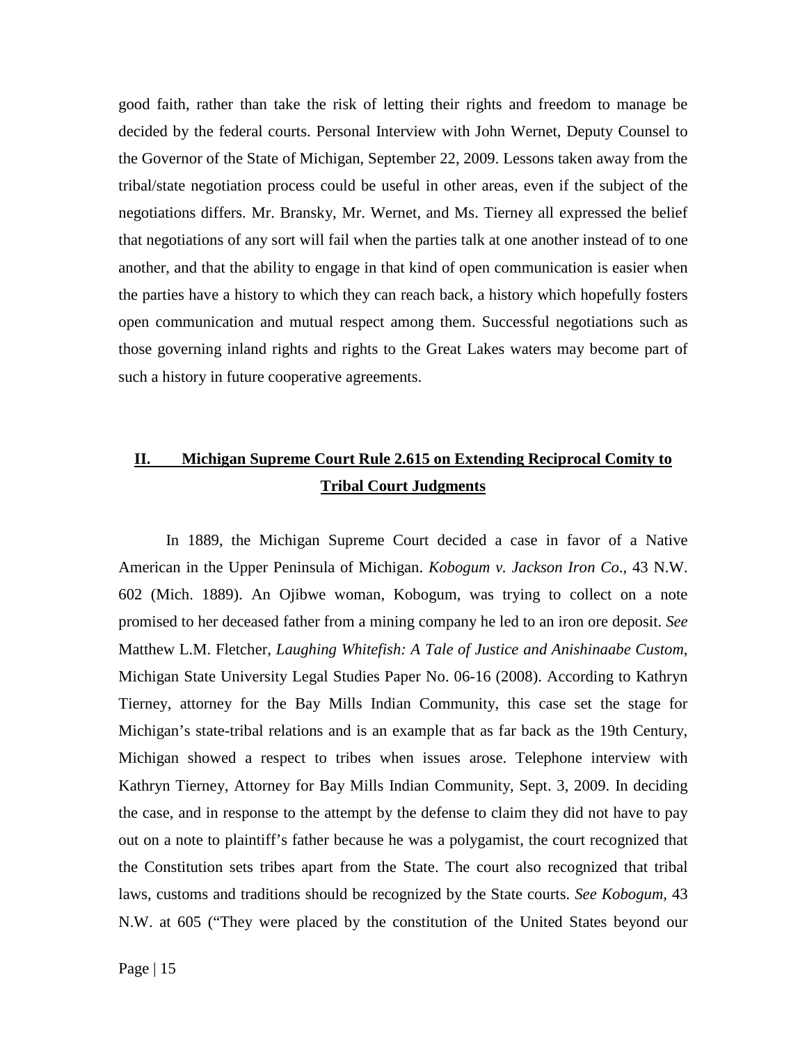good faith, rather than take the risk of letting their rights and freedom to manage be decided by the federal courts. Personal Interview with John Wernet, Deputy Counsel to the Governor of the State of Michigan, September 22, 2009. Lessons taken away from the tribal/state negotiation process could be useful in other areas, even if the subject of the negotiations differs. Mr. Bransky, Mr. Wernet, and Ms. Tierney all expressed the belief that negotiations of any sort will fail when the parties talk at one another instead of to one another, and that the ability to engage in that kind of open communication is easier when the parties have a history to which they can reach back, a history which hopefully fosters open communication and mutual respect among them. Successful negotiations such as those governing inland rights and rights to the Great Lakes waters may become part of such a history in future cooperative agreements.

## **II. Michigan Supreme Court Rule 2.615 on Extending Reciprocal Comity to Tribal Court Judgments**

In 1889, the Michigan Supreme Court decided a case in favor of a Native American in the Upper Peninsula of Michigan. *Kobogum v. Jackson Iron Co*., 43 N.W. 602 (Mich. 1889). An Ojibwe woman, Kobogum, was trying to collect on a note promised to her deceased father from a mining company he led to an iron ore deposit. *See* Matthew L.M. Fletcher, *Laughing Whitefish: A Tale of Justice and Anishinaabe Custom*, Michigan State University Legal Studies Paper No. 06-16 (2008). According to Kathryn Tierney, attorney for the Bay Mills Indian Community, this case set the stage for Michigan's state-tribal relations and is an example that as far back as the 19th Century, Michigan showed a respect to tribes when issues arose. Telephone interview with Kathryn Tierney, Attorney for Bay Mills Indian Community, Sept. 3, 2009. In deciding the case, and in response to the attempt by the defense to claim they did not have to pay out on a note to plaintiff's father because he was a polygamist, the court recognized that the Constitution sets tribes apart from the State. The court also recognized that tribal laws, customs and traditions should be recognized by the State courts. *See Kobogum*, 43 N.W. at 605 ("They were placed by the constitution of the United States beyond our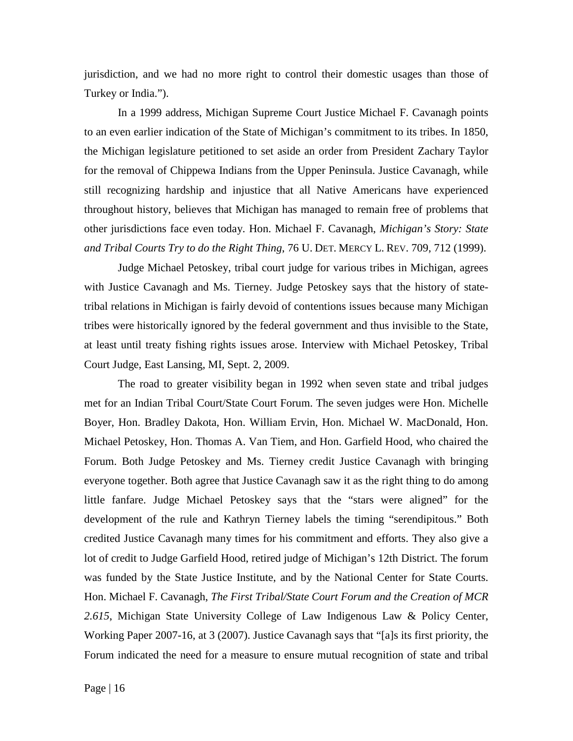jurisdiction, and we had no more right to control their domestic usages than those of Turkey or India.").

In a 1999 address, Michigan Supreme Court Justice Michael F. Cavanagh points to an even earlier indication of the State of Michigan's commitment to its tribes. In 1850, the Michigan legislature petitioned to set aside an order from President Zachary Taylor for the removal of Chippewa Indians from the Upper Peninsula. Justice Cavanagh, while still recognizing hardship and injustice that all Native Americans have experienced throughout history, believes that Michigan has managed to remain free of problems that other jurisdictions face even today. Hon. Michael F. Cavanagh, *Michigan's Story: State and Tribal Courts Try to do the Right Thing*, 76 U. DET. MERCY L. REV. 709, 712 (1999).

Judge Michael Petoskey, tribal court judge for various tribes in Michigan, agrees with Justice Cavanagh and Ms. Tierney. Judge Petoskey says that the history of state-tribal relations in Michigan is fairly devoid of contentions issues because many Michigan tribes were historically ignored by the federal government and thus invisible to the State, at least until treaty fishing rights issues arose. Interview with Michael Petoskey, Tribal Court Judge, East Lansing, MI, Sept. 2, 2009.

The road to greater visibility began in 1992 when seven state and tribal judges met for an Indian Tribal Court/State Court Forum. The seven judges were Hon. Michelle Boyer, Hon. Bradley Dakota, Hon. William Ervin, Hon. Michael W. MacDonald, Hon. Michael Petoskey, Hon. Thomas A. Van Tiem, and Hon. Garfield Hood, who chaired the Forum. Both Judge Petoskey and Ms. Tierney credit Justice Cavanagh with bringing everyone together. Both agree that Justice Cavanagh saw it as the right thing to do among little fanfare. Judge Michael Petoskey says that the "stars were aligned" for the development of the rule and Kathryn Tierney labels the timing "serendipitous." Both credited Justice Cavanagh many times for his commitment and efforts. They also give a lot of credit to Judge Garfield Hood, retired judge of Michigan's 12th District. The forum was funded by the State Justice Institute, and by the National Center for State Courts. Hon. Michael F. Cavanagh, *The First Tribal/State Court Forum and the Creation of MCR 2.615*, Michigan State University College of Law Indigenous Law & Policy Center, Working Paper 2007-16, at 3 (2007). Justice Cavanagh says that "[a]s its first priority, the Forum indicated the need for a measure to ensure mutual recognition of state and tribal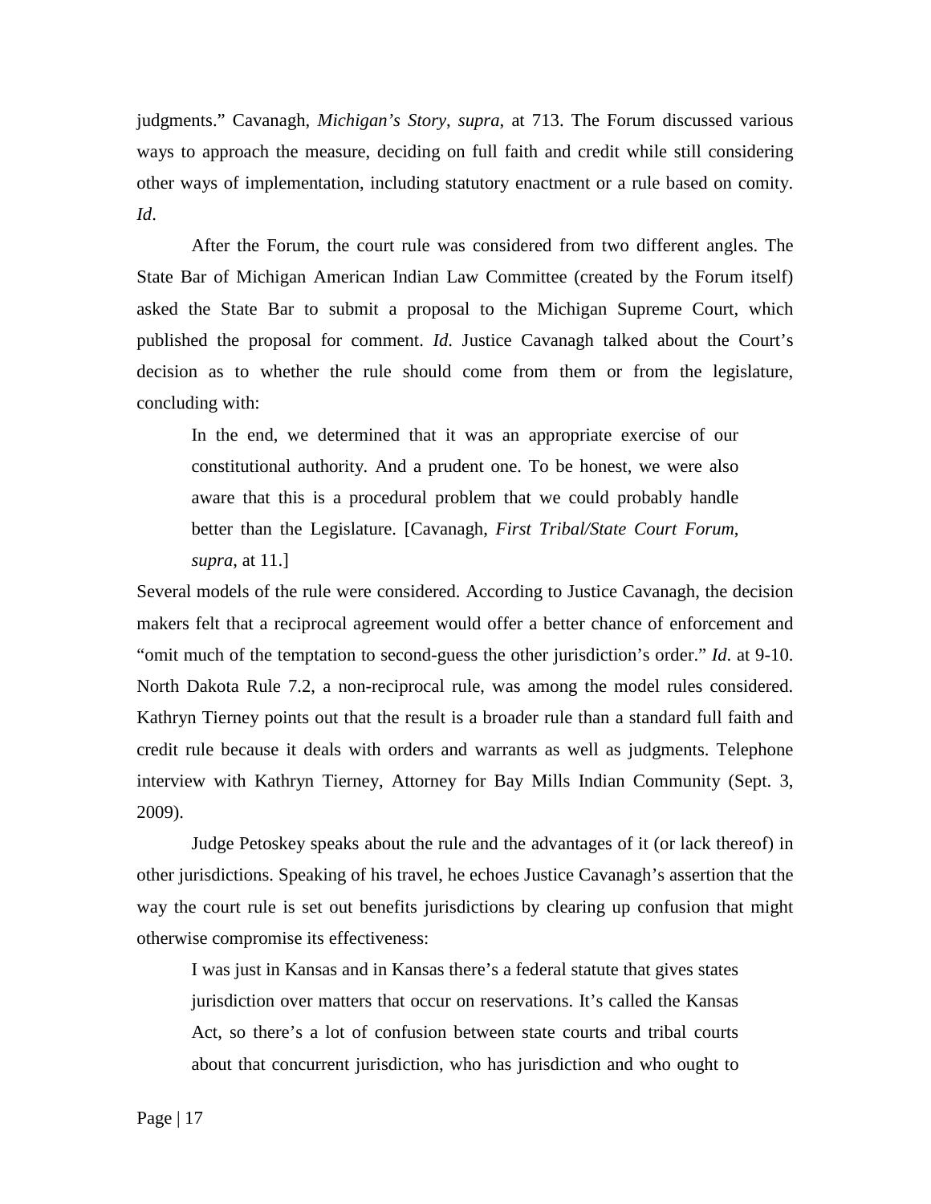judgments." Cavanagh, *Michigan's Story*, *supra*, at 713. The Forum discussed various ways to approach the measure, deciding on full faith and credit while still considering other ways of implementation, including statutory enactment or a rule based on comity. *Id*.

After the Forum, the court rule was considered from two different angles. The State Bar of Michigan American Indian Law Committee (created by the Forum itself) asked the State Bar to submit a proposal to the Michigan Supreme Court, which published the proposal for comment. *Id*. Justice Cavanagh talked about the Court's decision as to whether the rule should come from them or from the legislature, concluding with:

> In the end, we determined that it was an appropriate exercise of our constitutional authority. And a prudent one. To be honest, we were also aware that this is a procedural problem that we could probably handle better than the Legislature. [Cavanagh, *First Tribal/State Court Forum*, *supra*, at 11.]

Several models of the rule were considered. According to Justice Cavanagh, the decision makers felt that a reciprocal agreement would offer a better chance of enforcement and "omit much of the temptation to second-guess the other jurisdiction's order." *Id*. at 9-10. North Dakota Rule 7.2, a non-reciprocal rule, was among the model rules considered. Kathryn Tierney points out that the result is a broader rule than a standard full faith and credit rule because it deals with orders and warrants as well as judgments. Telephone interview with Kathryn Tierney, Attorney for Bay Mills Indian Community (Sept. 3, 2009).

Judge Petoskey speaks about the rule and the advantages of it (or lack thereof) in other jurisdictions. Speaking of his travel, he echoes Justice Cavanagh's assertion that the way the court rule is set out benefits jurisdictions by clearing up confusion that might otherwise compromise its effectiveness:

> I was just in Kansas and in Kansas there's a federal statute that gives states jurisdiction over matters that occur on reservations. It's called the Kansas Act, so there's a lot of confusion between state courts and tribal courts about that concurrent jurisdiction, who has jurisdiction and who ought to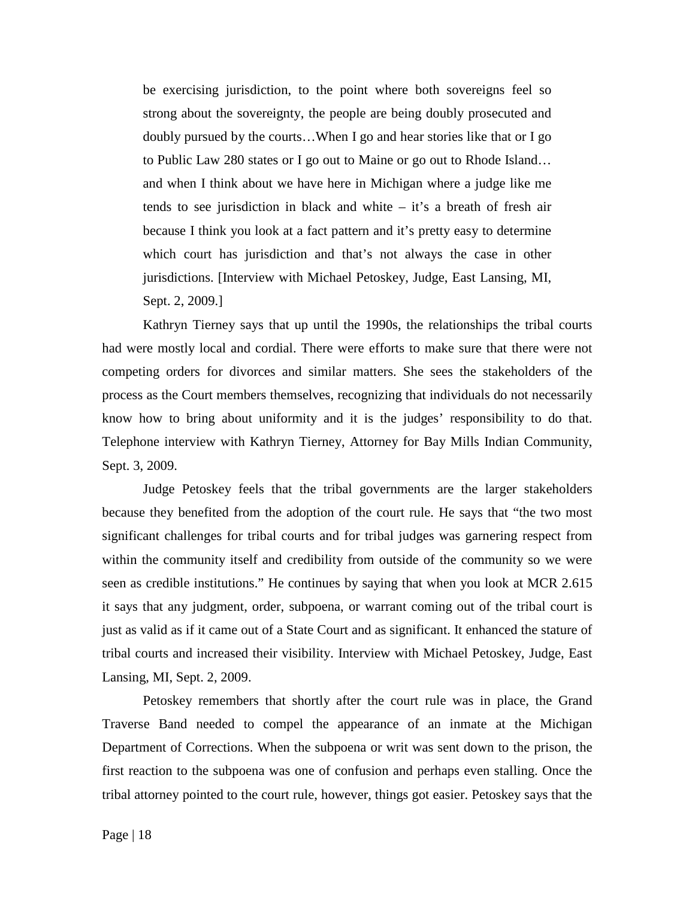> be exercising jurisdiction, to the point where both sovereigns feel so strong about the sovereignty, the people are being doubly prosecuted and doubly pursued by the courts…When I go and hear stories like that or I go to Public Law 280 states or I go out to Maine or go out to Rhode Island… and when I think about we have here in Michigan where a judge like me tends to see jurisdiction in black and white – it's a breath of fresh air because I think you look at a fact pattern and it's pretty easy to determine which court has jurisdiction and that's not always the case in other jurisdictions. [Interview with Michael Petoskey, Judge, East Lansing, MI, Sept. 2, 2009.]

Kathryn Tierney says that up until the 1990s, the relationships the tribal courts had were mostly local and cordial. There were efforts to make sure that there were not competing orders for divorces and similar matters. She sees the stakeholders of the process as the Court members themselves, recognizing that individuals do not necessarily know how to bring about uniformity and it is the judges' responsibility to do that. Telephone interview with Kathryn Tierney, Attorney for Bay Mills Indian Community, Sept. 3, 2009.

Judge Petoskey feels that the tribal governments are the larger stakeholders because they benefited from the adoption of the court rule. He says that "the two most significant challenges for tribal courts and for tribal judges was garnering respect from within the community itself and credibility from outside of the community so we were seen as credible institutions." He continues by saying that when you look at MCR 2.615 it says that any judgment, order, subpoena, or warrant coming out of the tribal court is just as valid as if it came out of a State Court and as significant. It enhanced the stature of tribal courts and increased their visibility. Interview with Michael Petoskey, Judge, East Lansing, MI, Sept. 2, 2009.

Petoskey remembers that shortly after the court rule was in place, the Grand Traverse Band needed to compel the appearance of an inmate at the Michigan Department of Corrections. When the subpoena or writ was sent down to the prison, the first reaction to the subpoena was one of confusion and perhaps even stalling. Once the tribal attorney pointed to the court rule, however, things got easier. Petoskey says that the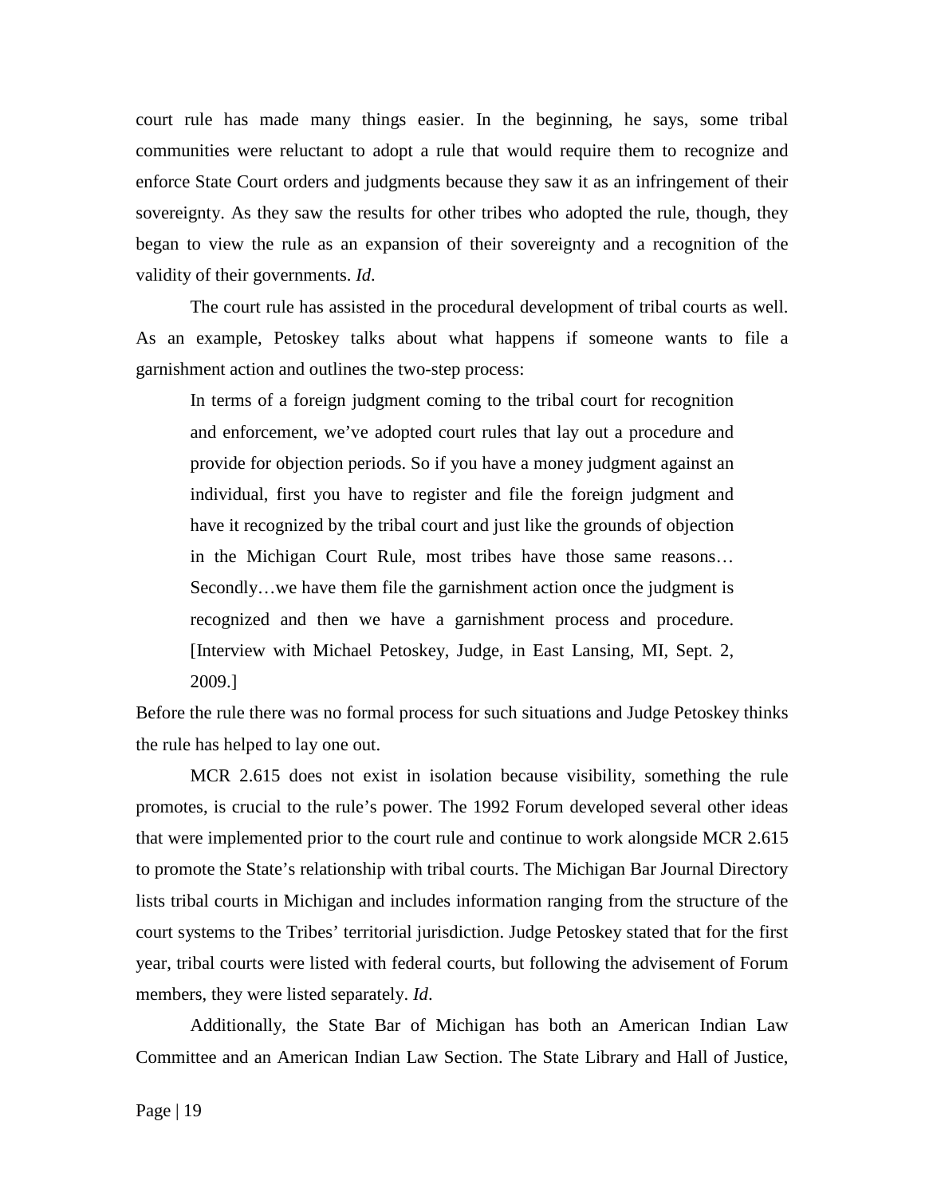court rule has made many things easier. In the beginning, he says, some tribal communities were reluctant to adopt a rule that would require them to recognize and enforce State Court orders and judgments because they saw it as an infringement of their sovereignty. As they saw the results for other tribes who adopted the rule, though, they began to view the rule as an expansion of their sovereignty and a recognition of the validity of their governments. *Id.*

The court rule has assisted in the procedural development of tribal courts as well. As an example, Petoskey talks about what happens if someone wants to file a garnishment action and outlines the two-step process:

> In terms of a foreign judgment coming to the tribal court for recognition and enforcement, we've adopted court rules that lay out a procedure and provide for objection periods. So if you have a money judgment against an individual, first you have to register and file the foreign judgment and have it recognized by the tribal court and just like the grounds of objection in the Michigan Court Rule, most tribes have those same reasons… Secondly…we have them file the garnishment action once the judgment is recognized and then we have a garnishment process and procedure. [Interview with Michael Petoskey, Judge, in East Lansing, MI, Sept. 2, 2009.]

Before the rule there was no formal process for such situations and Judge Petoskey thinks the rule has helped to lay one out.

MCR 2.615 does not exist in isolation because visibility, something the rule promotes, is crucial to the rule's power. The 1992 Forum developed several other ideas that were implemented prior to the court rule and continue to work alongside MCR 2.615 to promote the State's relationship with tribal courts. The Michigan Bar Journal Directory lists tribal courts in Michigan and includes information ranging from the structure of the court systems to the Tribes' territorial jurisdiction. Judge Petoskey stated that for the first year, tribal courts were listed with federal courts, but following the advisement of Forum members, they were listed separately. *Id*.

Additionally, the State Bar of Michigan has both an American Indian Law Committee and an American Indian Law Section. The State Library and Hall of Justice,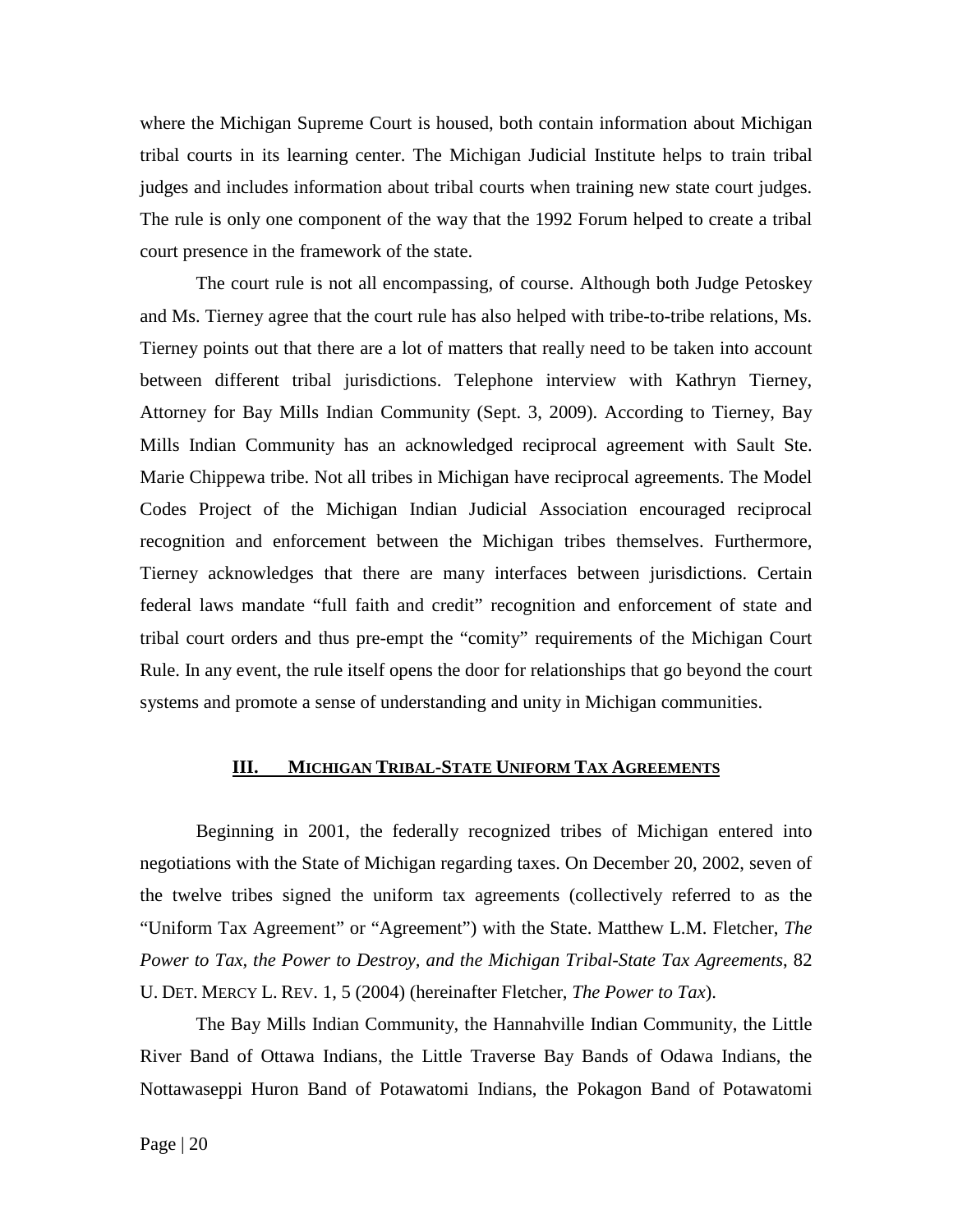where the Michigan Supreme Court is housed, both contain information about Michigan tribal courts in its learning center. The Michigan Judicial Institute helps to train tribal judges and includes information about tribal courts when training new state court judges. The rule is only one component of the way that the 1992 Forum helped to create a tribal court presence in the framework of the state.

The court rule is not all encompassing, of course. Although both Judge Petoskey and Ms. Tierney agree that the court rule has also helped with tribe-to-tribe relations, Ms. Tierney points out that there are a lot of matters that really need to be taken into account between different tribal jurisdictions. Telephone interview with Kathryn Tierney, Attorney for Bay Mills Indian Community (Sept. 3, 2009). According to Tierney, Bay Mills Indian Community has an acknowledged reciprocal agreement with Sault Ste. Marie Chippewa tribe. Not all tribes in Michigan have reciprocal agreements. The Model Codes Project of the Michigan Indian Judicial Association encouraged reciprocal recognition and enforcement between the Michigan tribes themselves. Furthermore, Tierney acknowledges that there are many interfaces between jurisdictions. Certain federal laws mandate "full faith and credit" recognition and enforcement of state and tribal court orders and thus pre-empt the "comity" requirements of the Michigan Court Rule. In any event, the rule itself opens the door for relationships that go beyond the court systems and promote a sense of understanding and unity in Michigan communities.

## III. MICHIGAN TRIBAL-STATE UNIFORM TAX AGREEMENTS

Beginning in 2001, the federally recognized tribes of Michigan entered into negotiations with the State of Michigan regarding taxes. On December 20, 2002, seven of the twelve tribes signed the uniform tax agreements (collectively referred to as the "Uniform Tax Agreement" or "Agreement") with the State. Matthew L.M. Fletcher, *The Power to Tax, the Power to Destroy, and the Michigan Tribal-State Tax Agreements*, 82 U. DET. MERCY L. REV. 1, 5 (2004) (hereinafter Fletcher, *The Power to Tax*).

The Bay Mills Indian Community, the Hannahville Indian Community, the Little River Band of Ottawa Indians, the Little Traverse Bay Bands of Odawa Indians, the Nottawaseppi Huron Band of Potawatomi Indians, the Pokagon Band of Potawatomi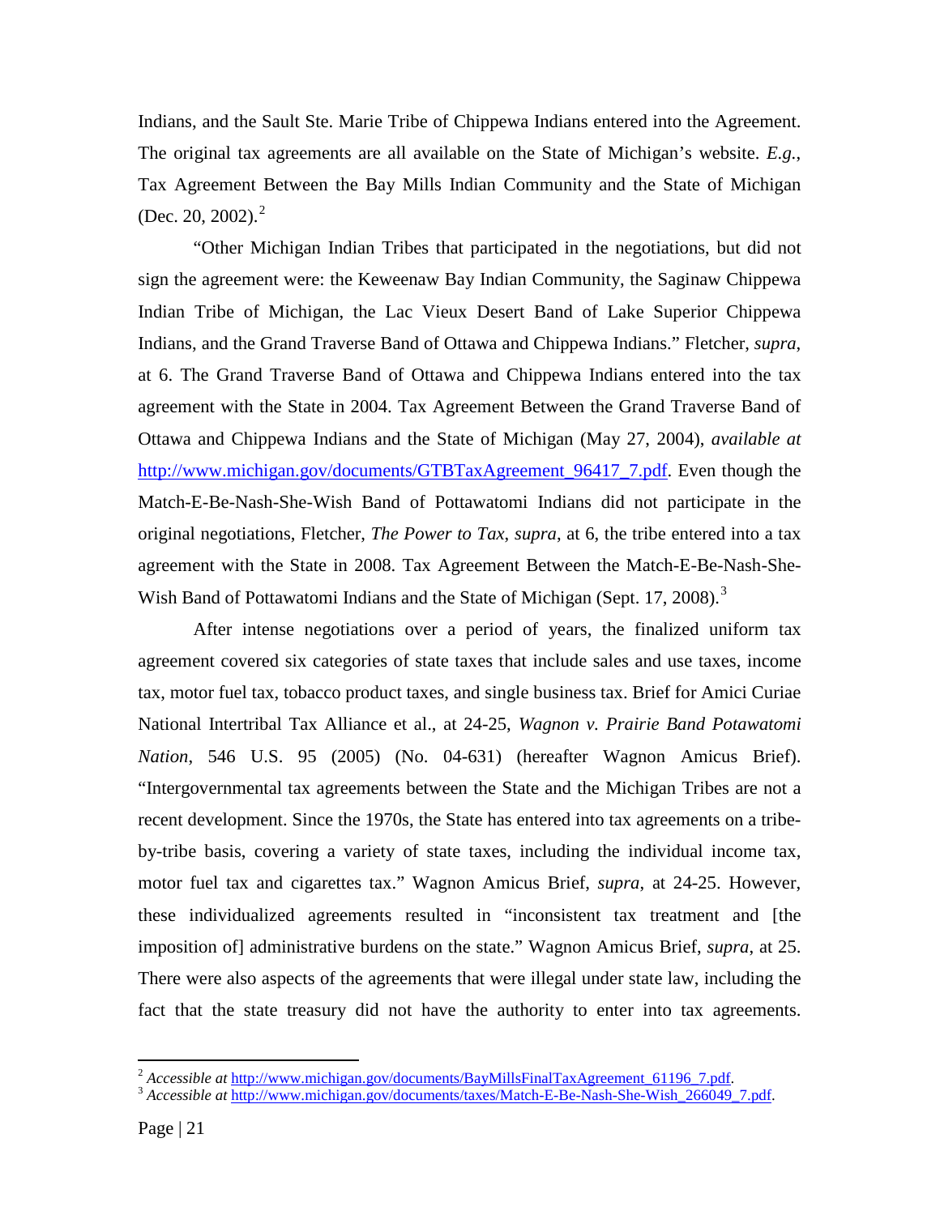Indians, and the Sault Ste. Marie Tribe of Chippewa Indians entered into the Agreement. The original tax agreements are all available on the State of Michigan's website. *E.g.*, Tax Agreement Between the Bay Mills Indian Community and the State of Michigan (Dec. 20, 2002).[2]

"Other Michigan Indian Tribes that participated in the negotiations, but did not sign the agreement were: the Keweenaw Bay Indian Community, the Saginaw Chippewa Indian Tribe of Michigan, the Lac Vieux Desert Band of Lake Superior Chippewa Indians, and the Grand Traverse Band of Ottawa and Chippewa Indians." Fletcher, *supra*, at 6. The Grand Traverse Band of Ottawa and Chippewa Indians entered into the tax agreement with the State in 2004. Tax Agreement Between the Grand Traverse Band of Ottawa and Chippewa Indians and the State of Michigan (May 27, 2004), *available at* http://www.michigan.gov/documents/GTBTaxAgreement_96417_7.pdf. Even though the Match-E-Be-Nash-She-Wish Band of Pottawatomi Indians did not participate in the original negotiations, Fletcher, *The Power to Tax*, *supra*, at 6, the tribe entered into a tax agreement with the State in 2008. Tax Agreement Between the Match-E-Be-Nash-She-Wish Band of Pottawatomi Indians and the State of Michigan (Sept. 17, 2008).[3]

After intense negotiations over a period of years, the finalized uniform tax agreement covered six categories of state taxes that include sales and use taxes, income tax, motor fuel tax, tobacco product taxes, and single business tax. Brief for Amici Curiae National Intertribal Tax Alliance et al., at 24-25, *Wagnon v. Prairie Band Potawatomi Nation*, 546 U.S. 95 (2005) (No. 04-631) (hereafter Wagnon Amicus Brief). "Intergovernmental tax agreements between the State and the Michigan Tribes are not a recent development. Since the 1970s, the State has entered into tax agreements on a tribe-by-tribe basis, covering a variety of state taxes, including the individual income tax, motor fuel tax and cigarettes tax." Wagnon Amicus Brief, *supra*, at 24-25. However, these individualized agreements resulted in "inconsistent tax treatment and [the imposition of] administrative burdens on the state." Wagnon Amicus Brief, *supra*, at 25. There were also aspects of the agreements that were illegal under state law, including the fact that the state treasury did not have the authority to enter into tax agreements.

---

[2] *Accessible at* http://www.michigan.gov/documents/BayMillsFinalTaxAgreement_61196_7.pdf.

[3] *Accessible at* http://www.michigan.gov/documents/taxes/Match-E-Be-Nash-She-Wish_266049_7.pdf.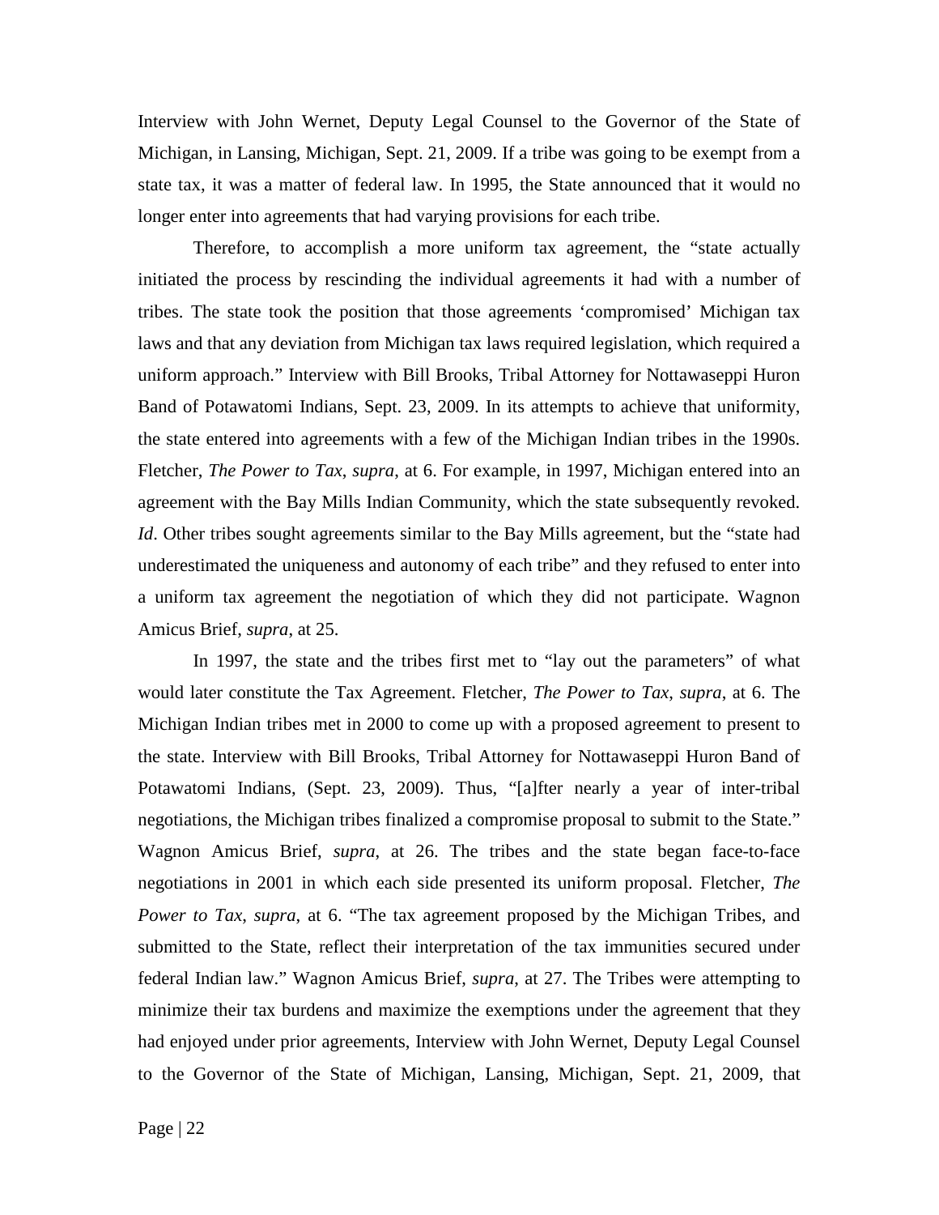Interview with John Wernet, Deputy Legal Counsel to the Governor of the State of Michigan, in Lansing, Michigan, Sept. 21, 2009. If a tribe was going to be exempt from a state tax, it was a matter of federal law. In 1995, the State announced that it would no longer enter into agreements that had varying provisions for each tribe.

Therefore, to accomplish a more uniform tax agreement, the "state actually initiated the process by rescinding the individual agreements it had with a number of tribes. The state took the position that those agreements 'compromised' Michigan tax laws and that any deviation from Michigan tax laws required legislation, which required a uniform approach." Interview with Bill Brooks, Tribal Attorney for Nottawaseppi Huron Band of Potawatomi Indians, Sept. 23, 2009. In its attempts to achieve that uniformity, the state entered into agreements with a few of the Michigan Indian tribes in the 1990s. Fletcher, *The Power to Tax*, *supra*, at 6. For example, in 1997, Michigan entered into an agreement with the Bay Mills Indian Community, which the state subsequently revoked. *Id*. Other tribes sought agreements similar to the Bay Mills agreement, but the "state had underestimated the uniqueness and autonomy of each tribe" and they refused to enter into a uniform tax agreement the negotiation of which they did not participate. Wagnon Amicus Brief, *supra*, at 25.

In 1997, the state and the tribes first met to "lay out the parameters" of what would later constitute the Tax Agreement. Fletcher, *The Power to Tax*, *supra*, at 6. The Michigan Indian tribes met in 2000 to come up with a proposed agreement to present to the state. Interview with Bill Brooks, Tribal Attorney for Nottawaseppi Huron Band of Potawatomi Indians, (Sept. 23, 2009). Thus, "[a]fter nearly a year of inter-tribal negotiations, the Michigan tribes finalized a compromise proposal to submit to the State." Wagnon Amicus Brief, *supra*, at 26. The tribes and the state began face-to-face negotiations in 2001 in which each side presented its uniform proposal. Fletcher, *The Power to Tax*, *supra*, at 6. "The tax agreement proposed by the Michigan Tribes, and submitted to the State, reflect their interpretation of the tax immunities secured under federal Indian law." Wagnon Amicus Brief, *supra*, at 27. The Tribes were attempting to minimize their tax burdens and maximize the exemptions under the agreement that they had enjoyed under prior agreements, Interview with John Wernet, Deputy Legal Counsel to the Governor of the State of Michigan, Lansing, Michigan, Sept. 21, 2009, that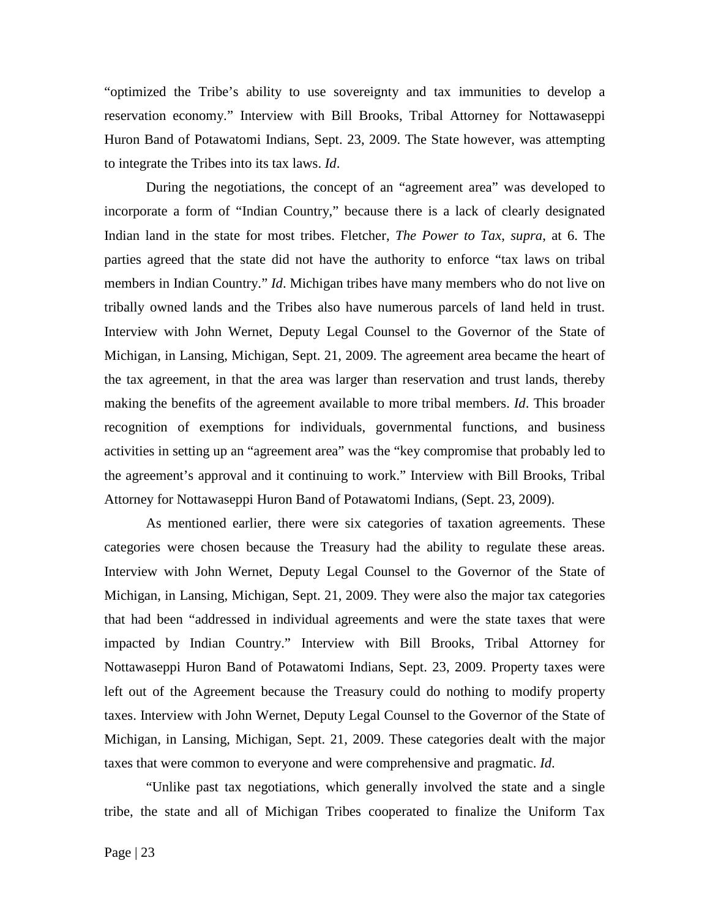"optimized the Tribe's ability to use sovereignty and tax immunities to develop a reservation economy." Interview with Bill Brooks, Tribal Attorney for Nottawaseppi Huron Band of Potawatomi Indians, Sept. 23, 2009. The State however, was attempting to integrate the Tribes into its tax laws. *Id*.

During the negotiations, the concept of an "agreement area" was developed to incorporate a form of "Indian Country," because there is a lack of clearly designated Indian land in the state for most tribes. Fletcher, *The Power to Tax, supra*, at 6. The parties agreed that the state did not have the authority to enforce "tax laws on tribal members in Indian Country." *Id*. Michigan tribes have many members who do not live on tribally owned lands and the Tribes also have numerous parcels of land held in trust. Interview with John Wernet, Deputy Legal Counsel to the Governor of the State of Michigan, in Lansing, Michigan, Sept. 21, 2009. The agreement area became the heart of the tax agreement, in that the area was larger than reservation and trust lands, thereby making the benefits of the agreement available to more tribal members. *Id*. This broader recognition of exemptions for individuals, governmental functions, and business activities in setting up an "agreement area" was the "key compromise that probably led to the agreement's approval and it continuing to work." Interview with Bill Brooks, Tribal Attorney for Nottawaseppi Huron Band of Potawatomi Indians, (Sept. 23, 2009).

As mentioned earlier, there were six categories of taxation agreements. These categories were chosen because the Treasury had the ability to regulate these areas. Interview with John Wernet, Deputy Legal Counsel to the Governor of the State of Michigan, in Lansing, Michigan, Sept. 21, 2009. They were also the major tax categories that had been "addressed in individual agreements and were the state taxes that were impacted by Indian Country." Interview with Bill Brooks, Tribal Attorney for Nottawaseppi Huron Band of Potawatomi Indians, Sept. 23, 2009. Property taxes were left out of the Agreement because the Treasury could do nothing to modify property taxes. Interview with John Wernet, Deputy Legal Counsel to the Governor of the State of Michigan, in Lansing, Michigan, Sept. 21, 2009. These categories dealt with the major taxes that were common to everyone and were comprehensive and pragmatic. *Id*.

"Unlike past tax negotiations, which generally involved the state and a single tribe, the state and all of Michigan Tribes cooperated to finalize the Uniform Tax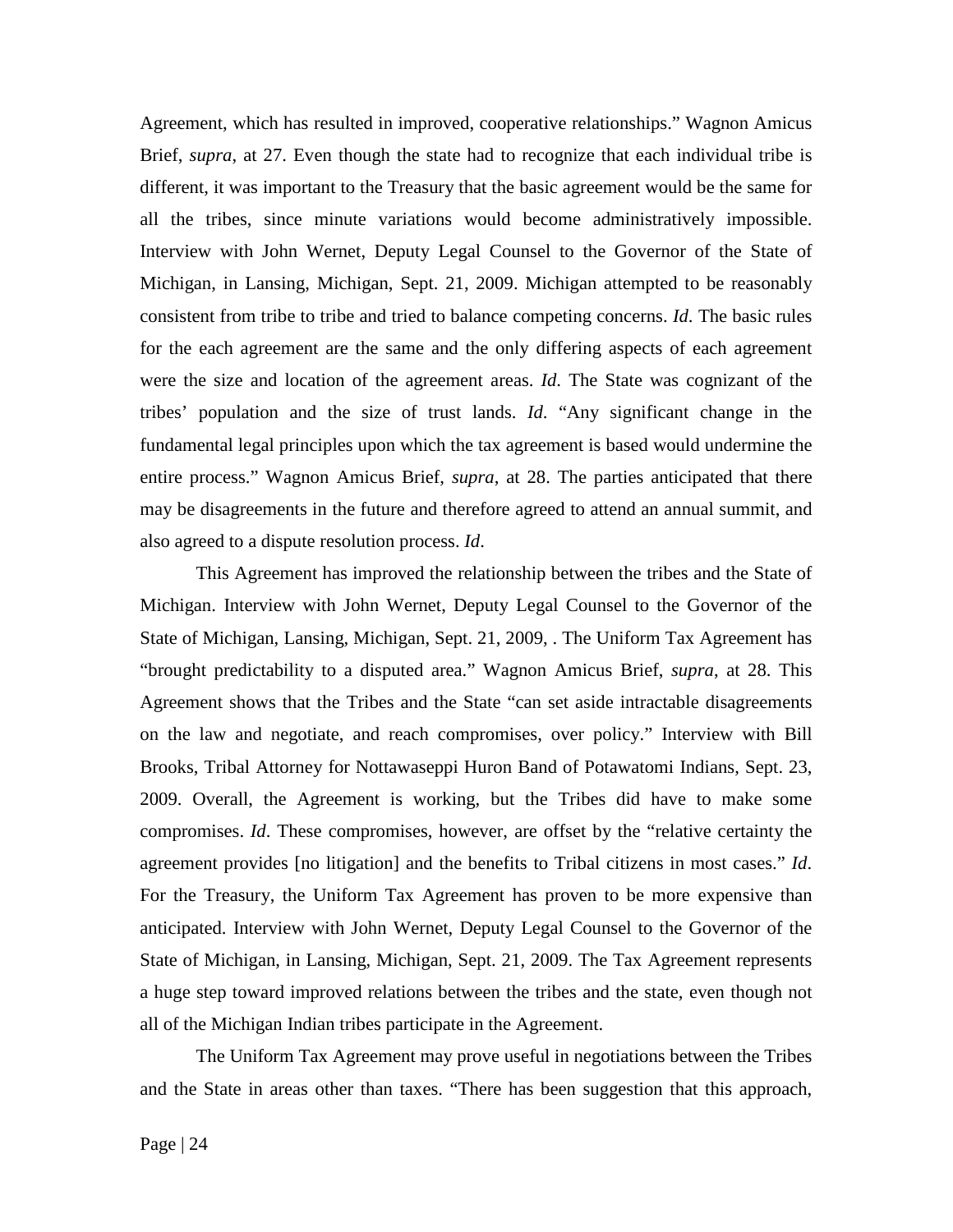Agreement, which has resulted in improved, cooperative relationships." Wagnon Amicus Brief, *supra*, at 27. Even though the state had to recognize that each individual tribe is different, it was important to the Treasury that the basic agreement would be the same for all the tribes, since minute variations would become administratively impossible. Interview with John Wernet, Deputy Legal Counsel to the Governor of the State of Michigan, in Lansing, Michigan, Sept. 21, 2009. Michigan attempted to be reasonably consistent from tribe to tribe and tried to balance competing concerns. *Id*. The basic rules for the each agreement are the same and the only differing aspects of each agreement were the size and location of the agreement areas. *Id*. The State was cognizant of the tribes' population and the size of trust lands. *Id*. "Any significant change in the fundamental legal principles upon which the tax agreement is based would undermine the entire process." Wagnon Amicus Brief, *supra*, at 28. The parties anticipated that there may be disagreements in the future and therefore agreed to attend an annual summit, and also agreed to a dispute resolution process. *Id*.

This Agreement has improved the relationship between the tribes and the State of Michigan. Interview with John Wernet, Deputy Legal Counsel to the Governor of the State of Michigan, Lansing, Michigan, Sept. 21, 2009, . The Uniform Tax Agreement has "brought predictability to a disputed area." Wagnon Amicus Brief, *supra*, at 28. This Agreement shows that the Tribes and the State "can set aside intractable disagreements on the law and negotiate, and reach compromises, over policy." Interview with Bill Brooks, Tribal Attorney for Nottawaseppi Huron Band of Potawatomi Indians, Sept. 23, 2009. Overall, the Agreement is working, but the Tribes did have to make some compromises. *Id*. These compromises, however, are offset by the "relative certainty the agreement provides [no litigation] and the benefits to Tribal citizens in most cases." *Id*. For the Treasury, the Uniform Tax Agreement has proven to be more expensive than anticipated. Interview with John Wernet, Deputy Legal Counsel to the Governor of the State of Michigan, in Lansing, Michigan, Sept. 21, 2009. The Tax Agreement represents a huge step toward improved relations between the tribes and the state, even though not all of the Michigan Indian tribes participate in the Agreement.

The Uniform Tax Agreement may prove useful in negotiations between the Tribes and the State in areas other than taxes. "There has been suggestion that this approach,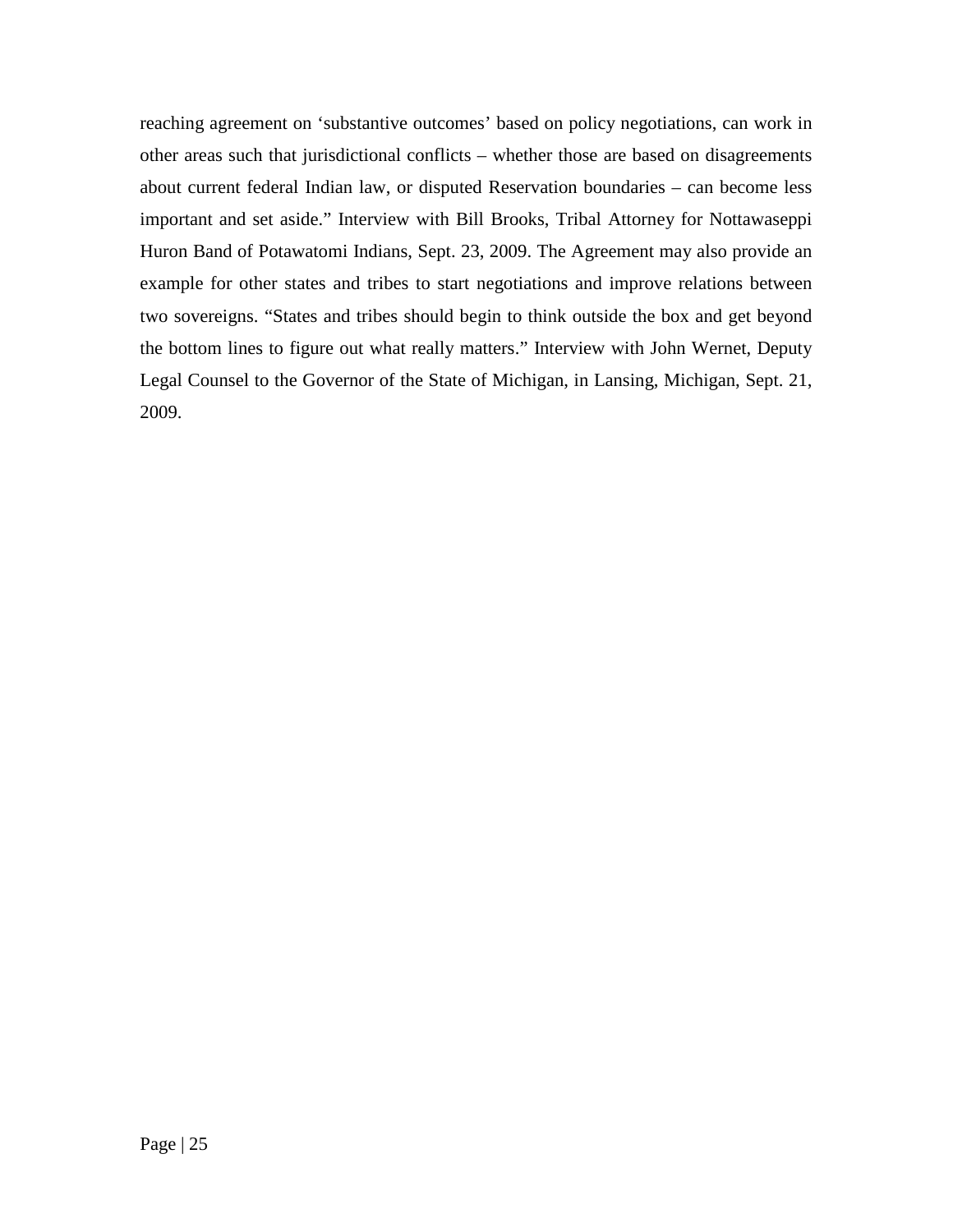reaching agreement on 'substantive outcomes' based on policy negotiations, can work in other areas such that jurisdictional conflicts – whether those are based on disagreements about current federal Indian law, or disputed Reservation boundaries – can become less important and set aside." Interview with Bill Brooks, Tribal Attorney for Nottawaseppi Huron Band of Potawatomi Indians, Sept. 23, 2009. The Agreement may also provide an example for other states and tribes to start negotiations and improve relations between two sovereigns. "States and tribes should begin to think outside the box and get beyond the bottom lines to figure out what really matters." Interview with John Wernet, Deputy Legal Counsel to the Governor of the State of Michigan, in Lansing, Michigan, Sept. 21, 2009.